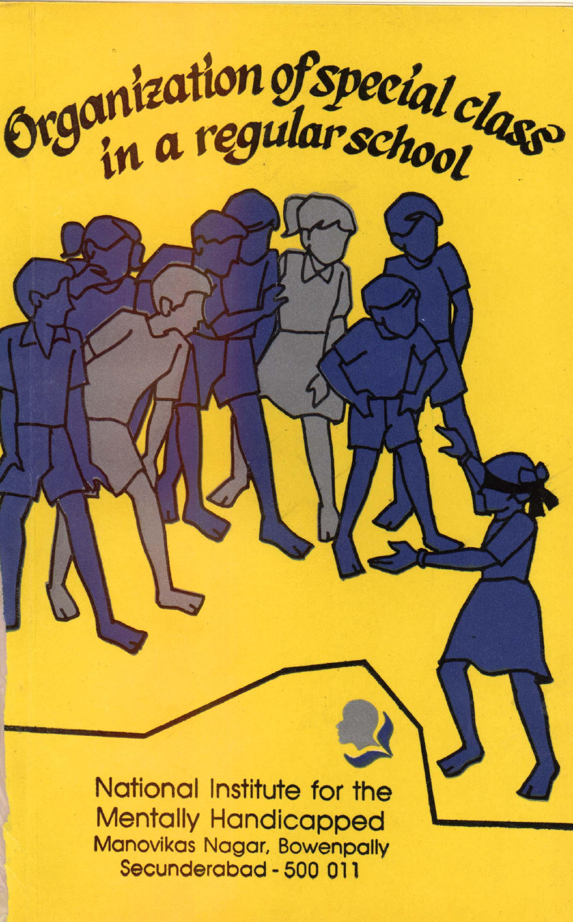# Organization of special class in a regular school

National Institute for the Mentally Handicapped
Manovikas Nagar, Bowenpally
Secunderabad - 500 011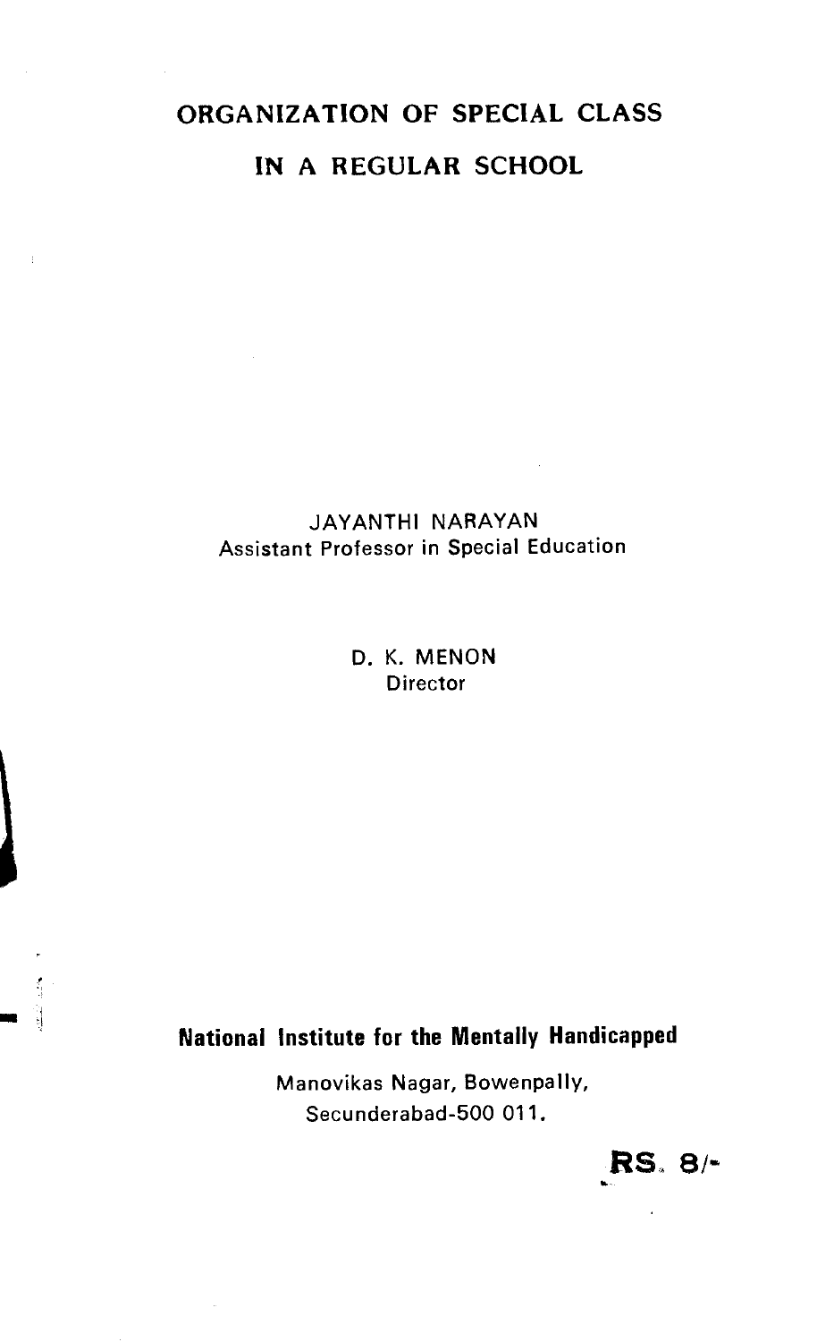# ORGANIZATION OF SPECIAL CLASS IN A REGULAR SCHOOL

JAYANTHI NARAYAN
Assistant Professor in Special Education

D. K. MENON
Director

**National Institute for the Mentally Handicapped**

Manovikas Nagar, Bowenpally,
Secunderabad-500 011.

**RS. 8/-**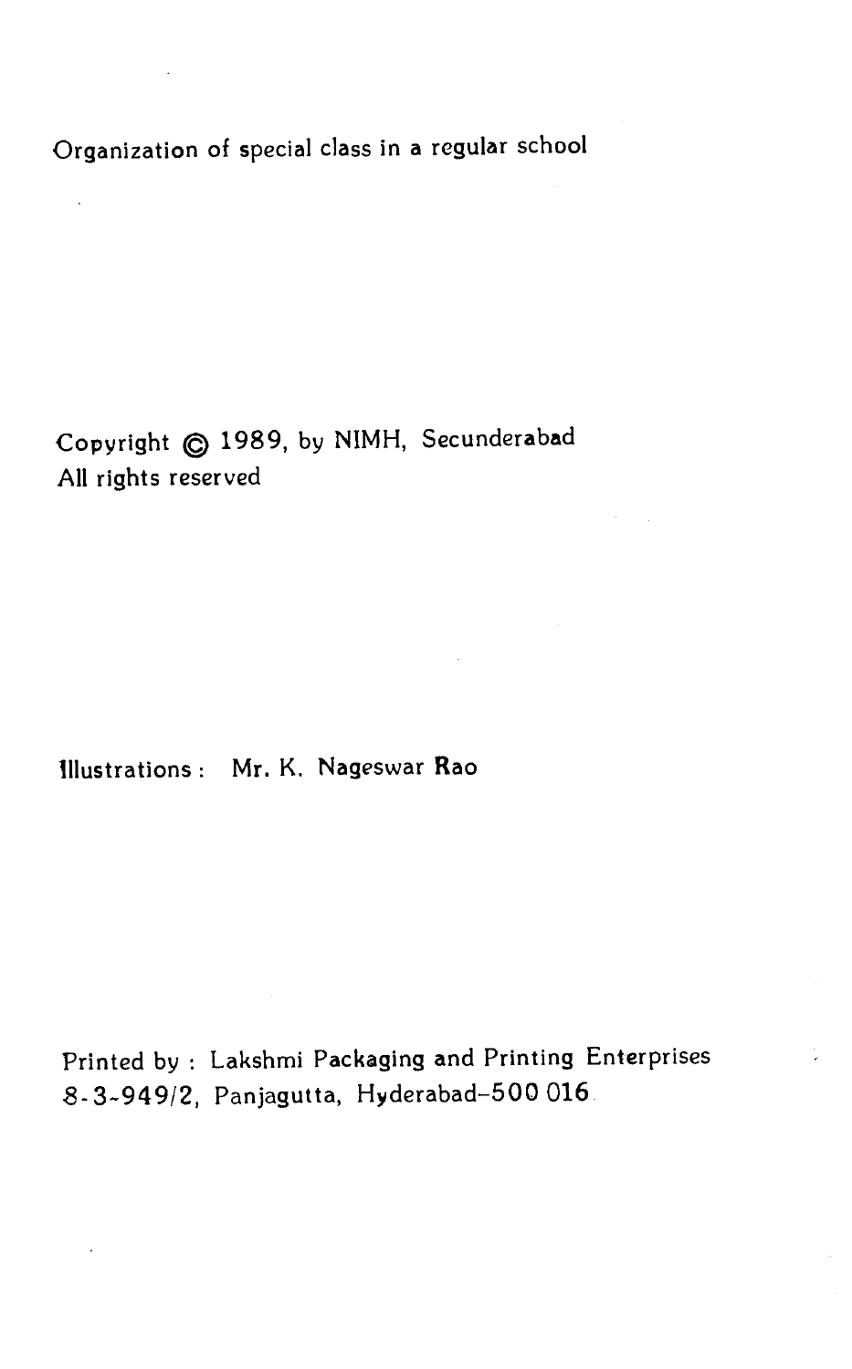Organization of special class in a regular school

Copyright © 1989, by NIMH, Secunderabad
All rights reserved

Illustrations : Mr. K. Nageswar Rao

Printed by : Lakshmi Packaging and Printing Enterprises
8-3-949/2, Panjagutta, Hyderabad-500 016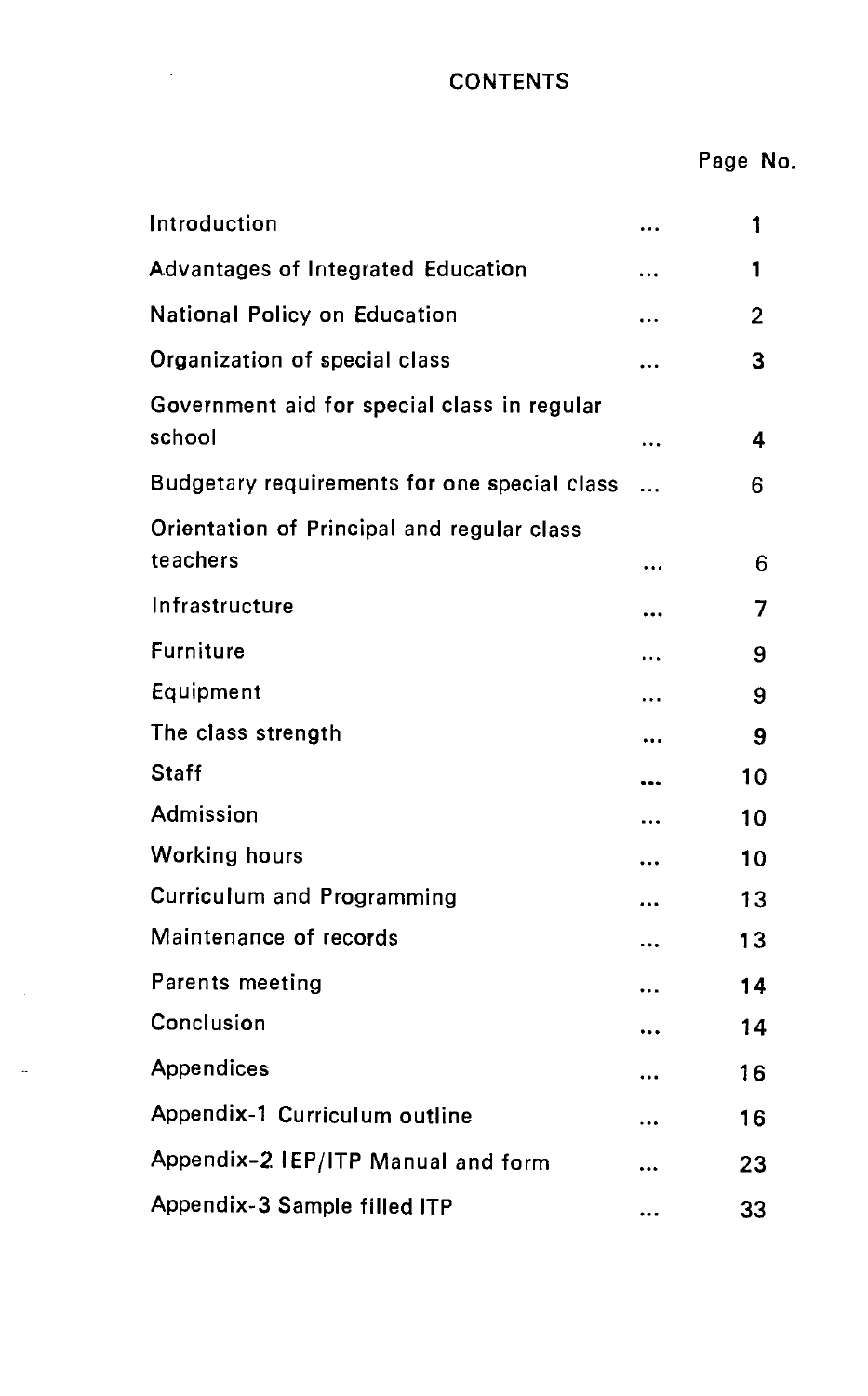# CONTENTS

| | | Page No. |
|---|---|---|
| Introduction | ... | 1 |
| Advantages of Integrated Education | ... | 1 |
| National Policy on Education | ... | 2 |
| Organization of special class | ... | 3 |
| Government aid for special class in regular school | ... | 4 |
| Budgetary requirements for one special class | ... | 6 |
| Orientation of Principal and regular class teachers | ... | 6 |
| Infrastructure | ... | 7 |
| Furniture | ... | 9 |
| Equipment | ... | 9 |
| The class strength | ... | 9 |
| Staff | ... | 10 |
| Admission | ... | 10 |
| Working hours | ... | 10 |
| Curriculum and Programming | ... | 13 |
| Maintenance of records | ... | 13 |
| Parents meeting | ... | 14 |
| Conclusion | ... | 14 |
| Appendices | ... | 16 |
| Appendix-1 Curriculum outline | ... | 16 |
| Appendix-2 IEP/ITP Manual and form | ... | 23 |
| Appendix-3 Sample filled ITP | ... | 33 |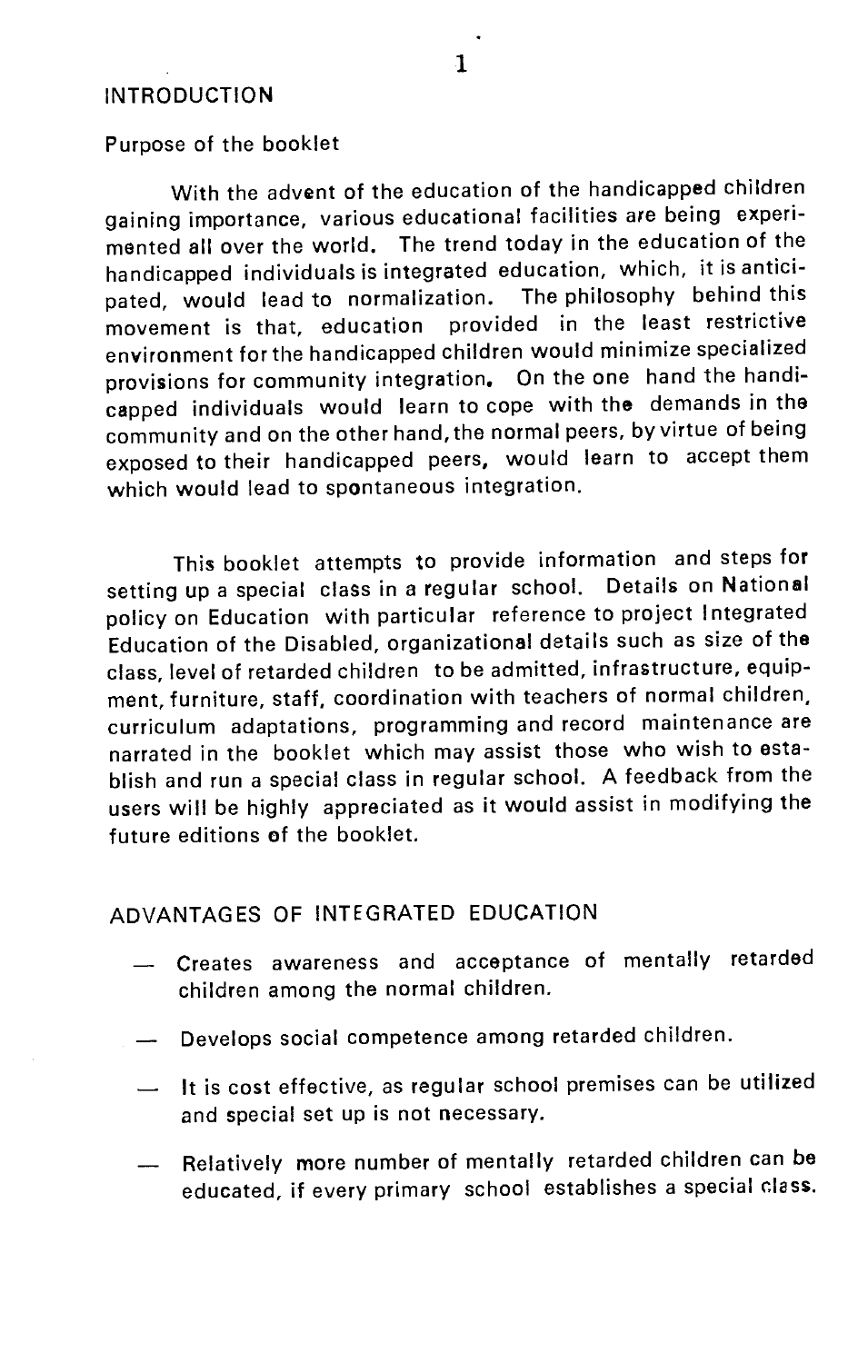# INTRODUCTION

## Purpose of the booklet

With the advent of the education of the handicapped children gaining importance, various educational facilities are being experimented all over the world. The trend today in the education of the handicapped individuals is integrated education, which, it is anticipated, would lead to normalization. The philosophy behind this movement is that, education provided in the least restrictive environment for the handicapped children would minimize specialized provisions for community integration. On the one hand the handicapped individuals would learn to cope with the demands in the community and on the other hand, the normal peers, by virtue of being exposed to their handicapped peers, would learn to accept them which would lead to spontaneous integration.

This booklet attempts to provide information and steps for setting up a special class in a regular school. Details on National policy on Education with particular reference to project Integrated Education of the Disabled, organizational details such as size of the class, level of retarded children to be admitted, infrastructure, equipment, furniture, staff, coordination with teachers of normal children, curriculum adaptations, programming and record maintenance are narrated in the booklet which may assist those who wish to establish and run a special class in regular school. A feedback from the users will be highly appreciated as it would assist in modifying the future editions of the booklet.

## ADVANTAGES OF INTEGRATED EDUCATION

- Creates awareness and acceptance of mentally retarded children among the normal children.
- Develops social competence among retarded children.
- It is cost effective, as regular school premises can be utilized and special set up is not necessary.
- Relatively more number of mentally retarded children can be educated, if every primary school establishes a special class.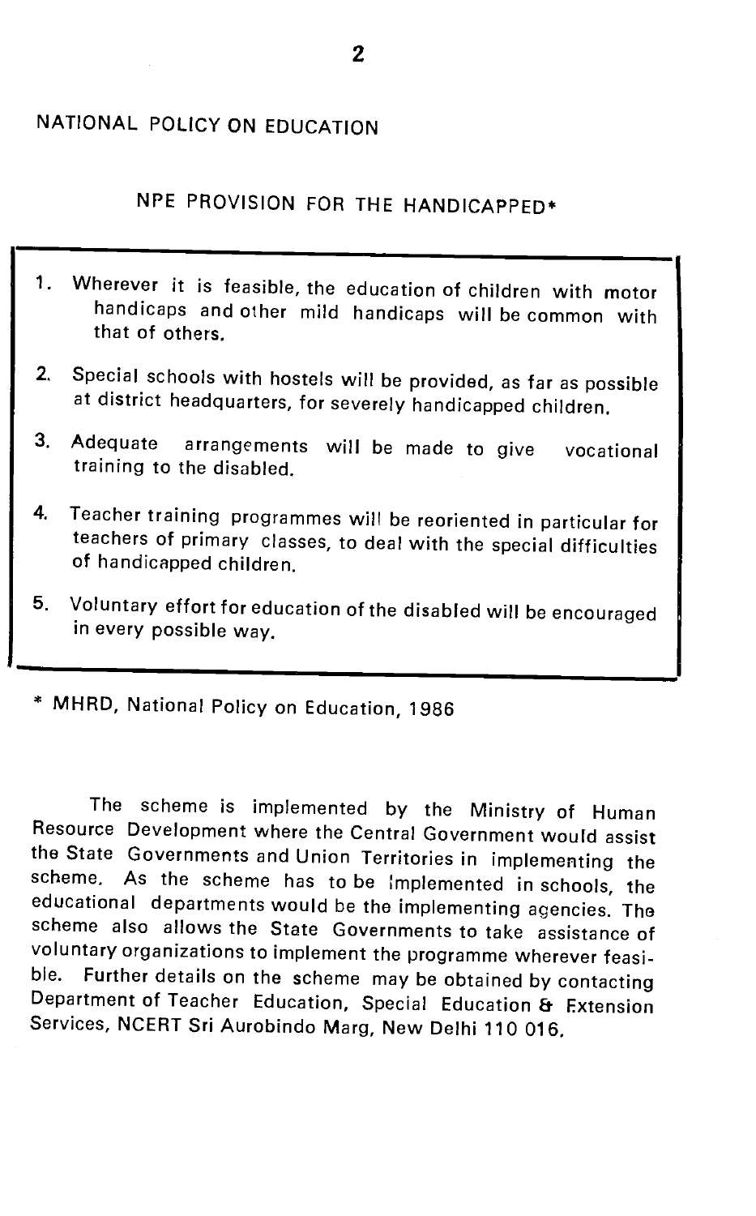## NATIONAL POLICY ON EDUCATION

### NPE PROVISION FOR THE HANDICAPPED*

1. Wherever it is feasible, the education of children with motor handicaps and other mild handicaps will be common with that of others.
2. Special schools with hostels will be provided, as far as possible at district headquarters, for severely handicapped children.
3. Adequate arrangements will be made to give vocational training to the disabled.
4. Teacher training programmes will be reoriented in particular for teachers of primary classes, to deal with the special difficulties of handicapped children.
5. Voluntary effort for education of the disabled will be encouraged in every possible way.

\* MHRD, National Policy on Education, 1986

The scheme is implemented by the Ministry of Human Resource Development where the Central Government would assist the State Governments and Union Territories in implementing the scheme. As the scheme has to be implemented in schools, the educational departments would be the implementing agencies. The scheme also allows the State Governments to take assistance of voluntary organizations to implement the programme wherever feasible. Further details on the scheme may be obtained by contacting Department of Teacher Education, Special Education & Extension Services, NCERT Sri Aurobindo Marg, New Delhi 110 016.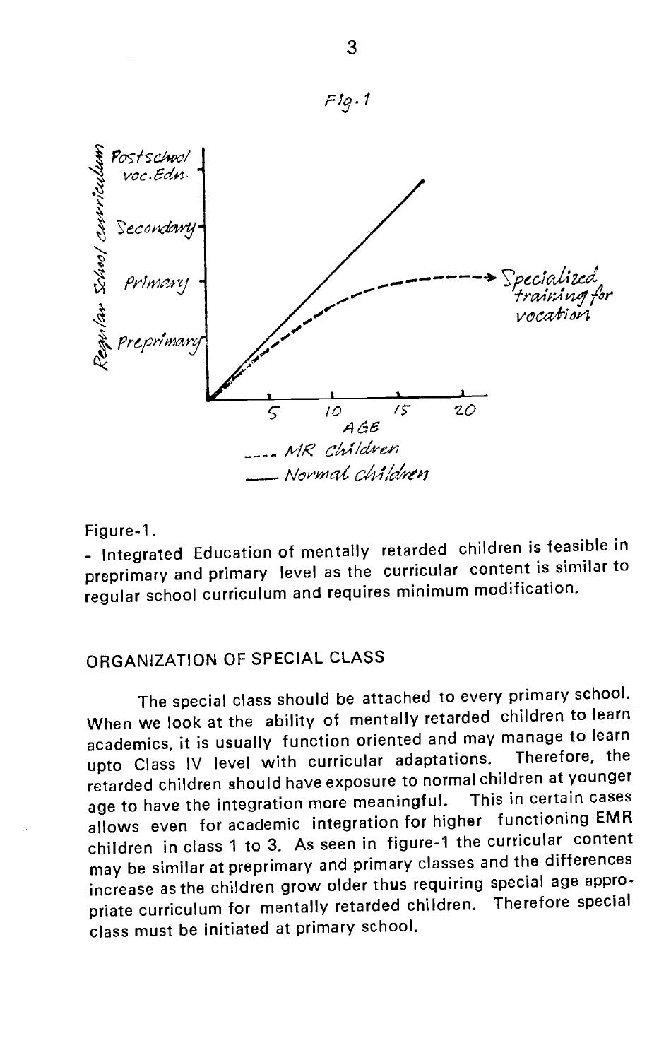Fig. 1

Figure-1.

- Integrated Education of mentally retarded children is feasible in preprimary and primary level as the curricular content is similar to regular school curriculum and requires minimum modification.

## ORGANIZATION OF SPECIAL CLASS

The special class should be attached to every primary school. When we look at the ability of mentally retarded children to learn academics, it is usually function oriented and may manage to learn upto Class IV level with curricular adaptations. Therefore, the retarded children should have exposure to normal children at younger age to have the integration more meaningful. This in certain cases allows even for academic integration for higher functioning EMR children in class 1 to 3. As seen in figure-1 the curricular content may be similar at preprimary and primary classes and the differences increase as the children grow older thus requiring special age appropriate curriculum for mentally retarded children. Therefore special class must be initiated at primary school.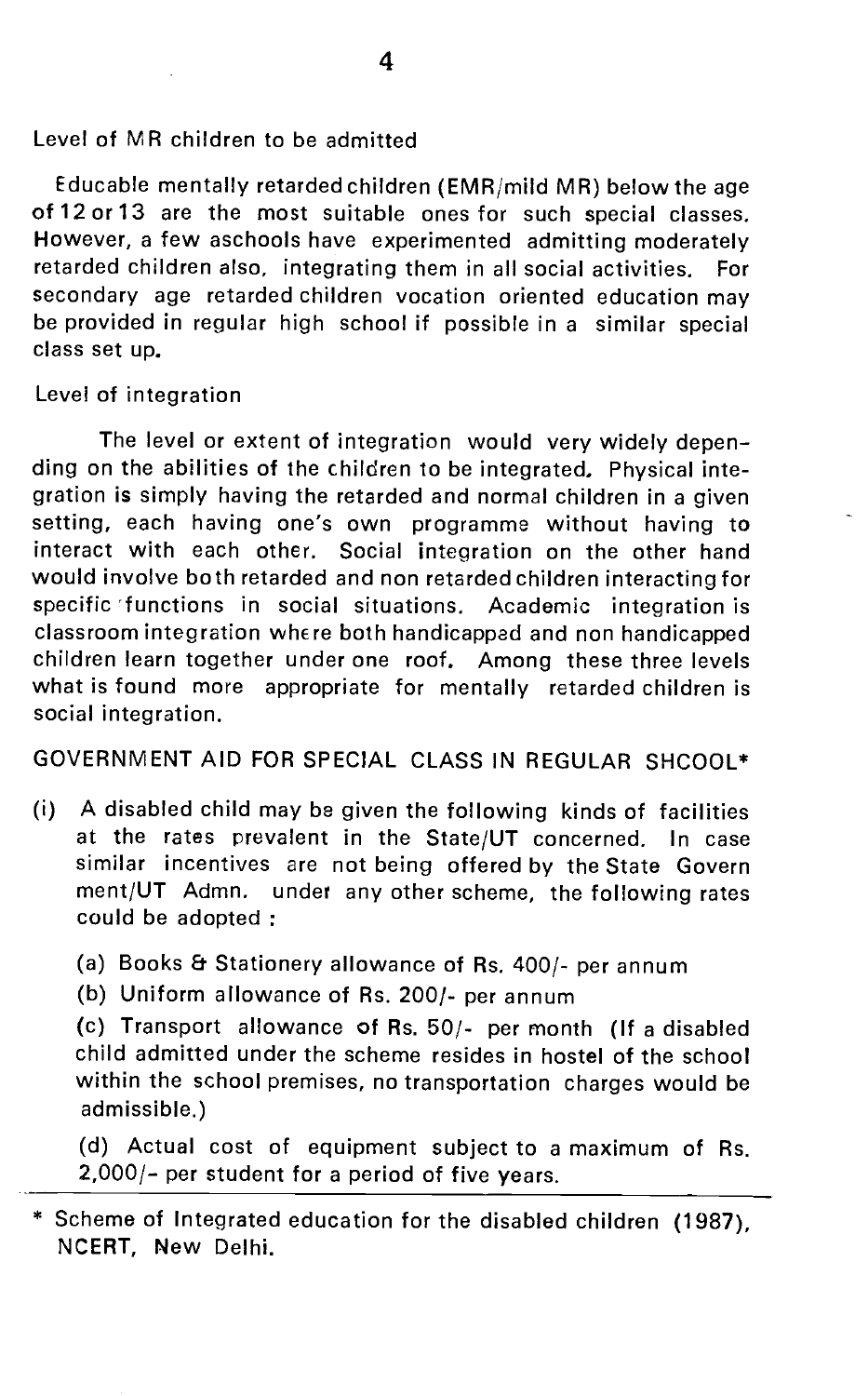Level of MR children to be admitted

Educable mentally retarded children (EMR/mild MR) below the age of 12 or 13 are the most suitable ones for such special classes. However, a few aschools have experimented admitting moderately retarded children also, integrating them in all social activities. For secondary age retarded children vocation oriented education may be provided in regular high school if possible in a similar special class set up.

Level of integration

The level or extent of integration would very widely depending on the abilities of the children to be integrated. Physical integration is simply having the retarded and normal children in a given setting, each having one's own programme without having to interact with each other. Social integration on the other hand would involve both retarded and non retarded children interacting for specific functions in social situations. Academic integration is classroom integration where both handicapped and non handicapped children learn together under one roof. Among these three levels what is found more appropriate for mentally retarded children is social integration.

GOVERNMENT AID FOR SPECIAL CLASS IN REGULAR SHCOOL*

(i) A disabled child may be given the following kinds of facilities at the rates prevalent in the State/UT concerned. In case similar incentives are not being offered by the State Government/UT Admn. under any other scheme, the following rates could be adopted :

(a) Books & Stationery allowance of Rs. 400/- per annum

(b) Uniform allowance of Rs. 200/- per annum

(c) Transport allowance of Rs. 50/- per month (If a disabled child admitted under the scheme resides in hostel of the school within the school premises, no transportation charges would be admissible.)

(d) Actual cost of equipment subject to a maximum of Rs. 2,000/- per student for a period of five years.

---

* Scheme of Integrated education for the disabled children (1987), NCERT, New Delhi.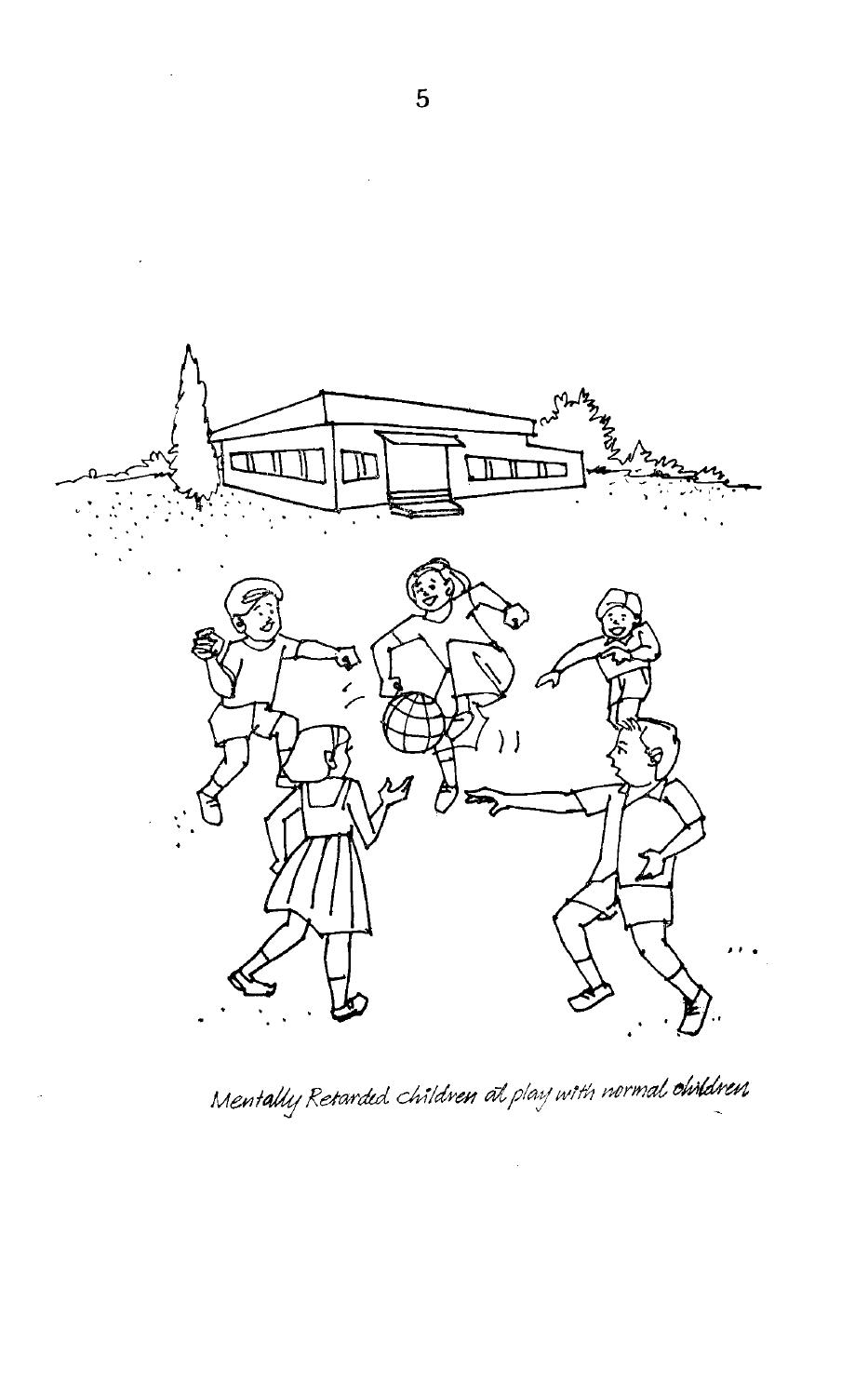Mentally Retarded children at play with normal children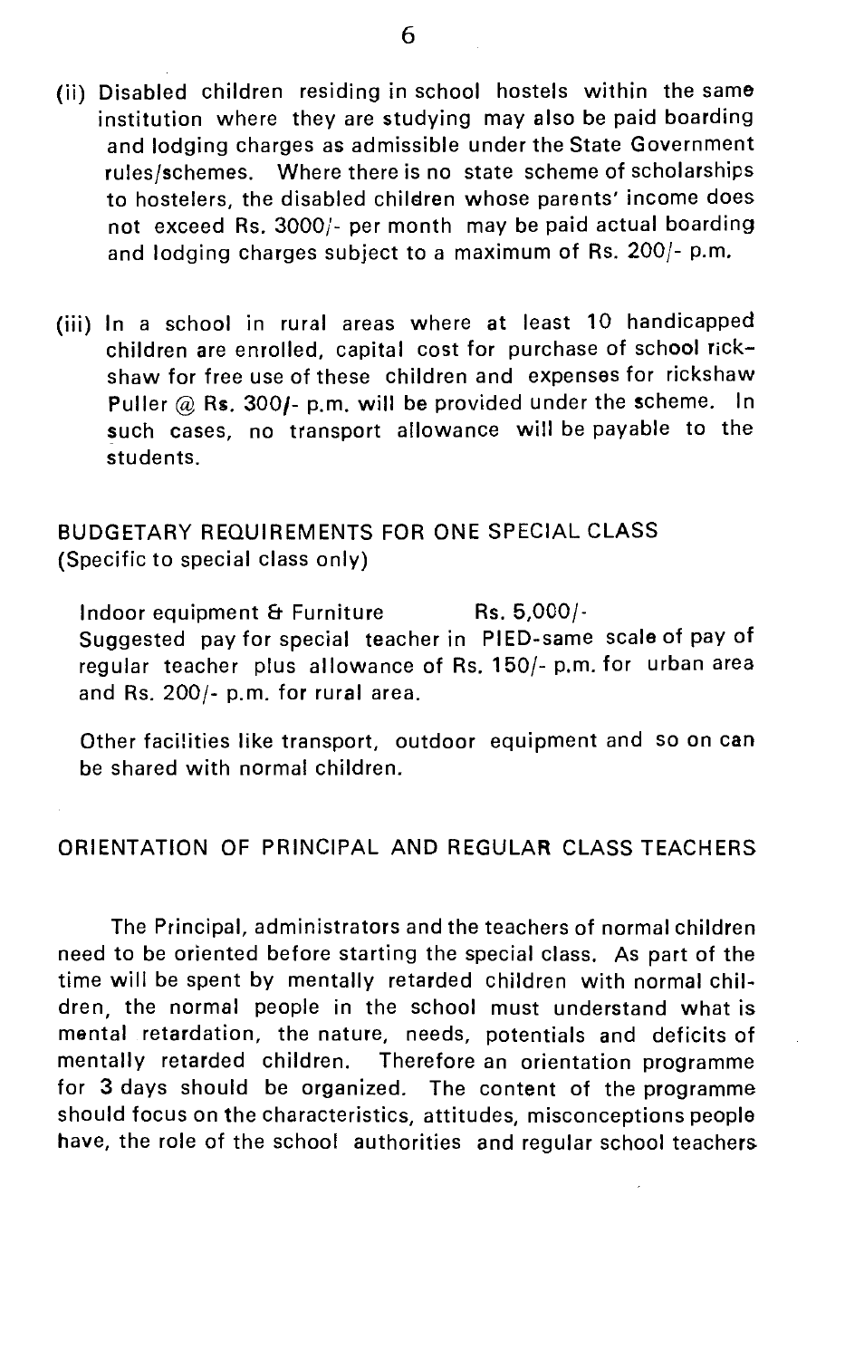(ii) Disabled children residing in school hostels within the same institution where they are studying may also be paid boarding and lodging charges as admissible under the State Government rules/schemes. Where there is no state scheme of scholarships to hostelers, the disabled children whose parents' income does not exceed Rs. 3000/- per month may be paid actual boarding and lodging charges subject to a maximum of Rs. 200/- p.m.

(iii) In a school in rural areas where at least 10 handicapped children are enrolled, capital cost for purchase of school rickshaw for free use of these children and expenses for rickshaw Puller @ Rs. 300/- p.m. will be provided under the scheme. In such cases, no transport allowance will be payable to the students.

## BUDGETARY REQUIREMENTS FOR ONE SPECIAL CLASS

(Specific to special class only)

Indoor equipment & Furniture Rs. 5,000/-

Suggested pay for special teacher in PIED-same scale of pay of regular teacher plus allowance of Rs. 150/- p.m. for urban area and Rs. 200/- p.m. for rural area.

Other facilities like transport, outdoor equipment and so on can be shared with normal children.

## ORIENTATION OF PRINCIPAL AND REGULAR CLASS TEACHERS

The Principal, administrators and the teachers of normal children need to be oriented before starting the special class. As part of the time will be spent by mentally retarded children with normal children, the normal people in the school must understand what is mental retardation, the nature, needs, potentials and deficits of mentally retarded children. Therefore an orientation programme for 3 days should be organized. The content of the programme should focus on the characteristics, attitudes, misconceptions people have, the role of the school authorities and regular school teachers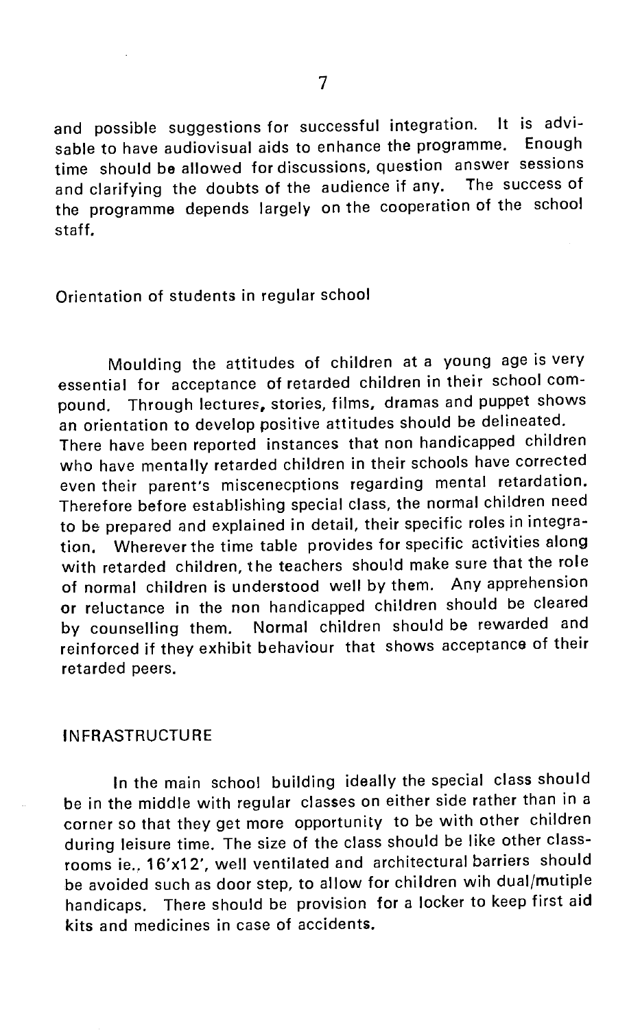and possible suggestions for successful integration. It is advisable to have audiovisual aids to enhance the programme. Enough time should be allowed for discussions, question answer sessions and clarifying the doubts of the audience if any. The success of the programme depends largely on the cooperation of the school staff.

## Orientation of students in regular school

Moulding the attitudes of children at a young age is very essential for acceptance of retarded children in their school compound. Through lectures, stories, films, dramas and puppet shows an orientation to develop positive attitudes should be delineated. There have been reported instances that non handicapped children who have mentally retarded children in their schools have corrected even their parent's miscenecptions regarding mental retardation. Therefore before establishing special class, the normal children need to be prepared and explained in detail, their specific roles in integration. Wherever the time table provides for specific activities along with retarded children, the teachers should make sure that the role of normal children is understood well by them. Any apprehension or reluctance in the non handicapped children should be cleared by counselling them. Normal children should be rewarded and reinforced if they exhibit behaviour that shows acceptance of their retarded peers.

## INFRASTRUCTURE

In the main school building ideally the special class should be in the middle with regular classes on either side rather than in a corner so that they get more opportunity to be with other children during leisure time. The size of the class should be like other classrooms ie., 16'x12', well ventilated and architectural barriers should be avoided such as door step, to allow for children wih dual/mutiple handicaps. There should be provision for a locker to keep first aid kits and medicines in case of accidents.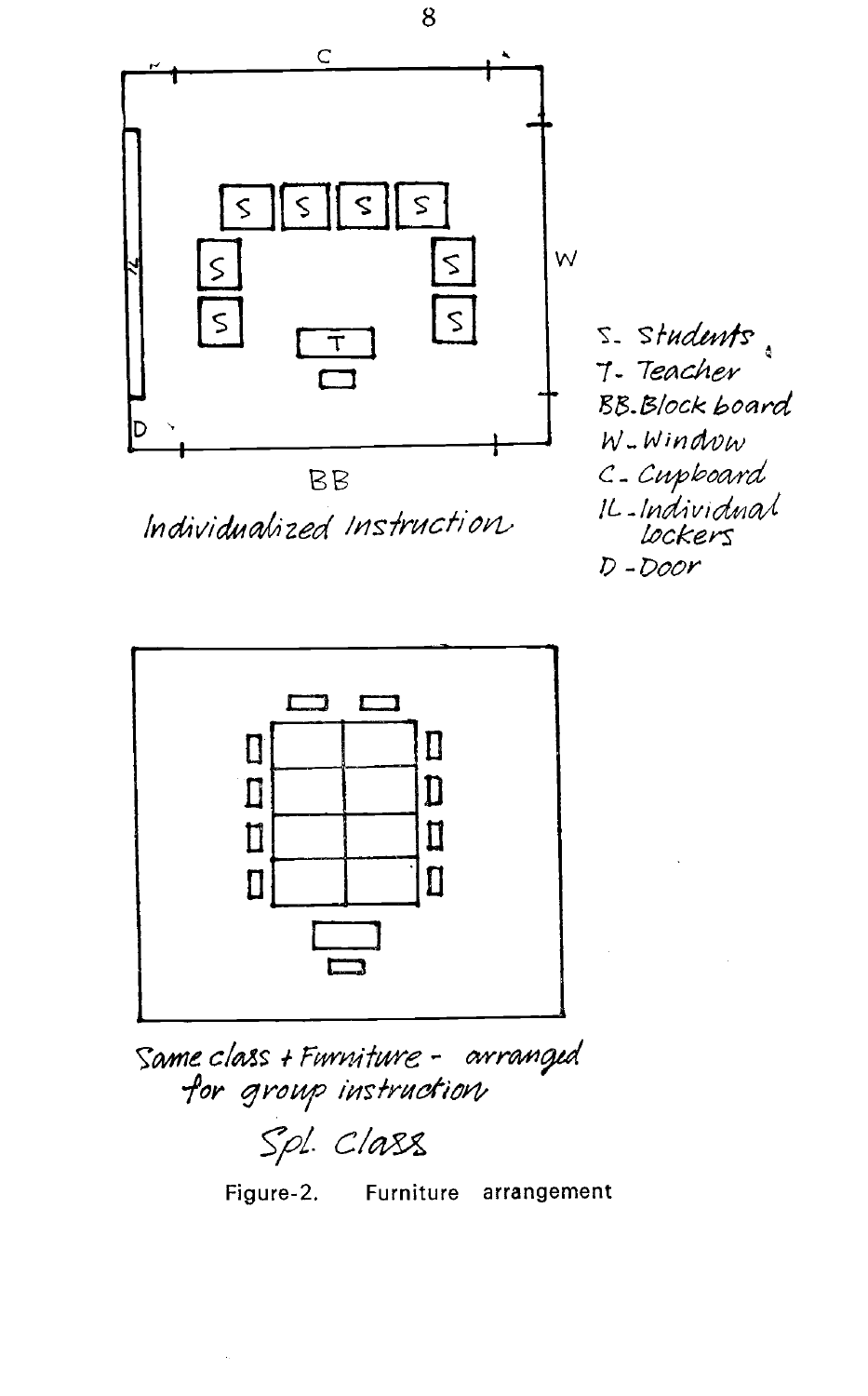C

W

S S S S
S S
S S
T

IL

D

BB

*Individualized Instruction*

S - Students
T - Teacher
BB - Block board
W - Window
C - Cupboard
IL - Individual lockers
D - Door

*Same class + Furniture - arranged for group instruction*

*Spl. Class*

Figure-2. Furniture arrangement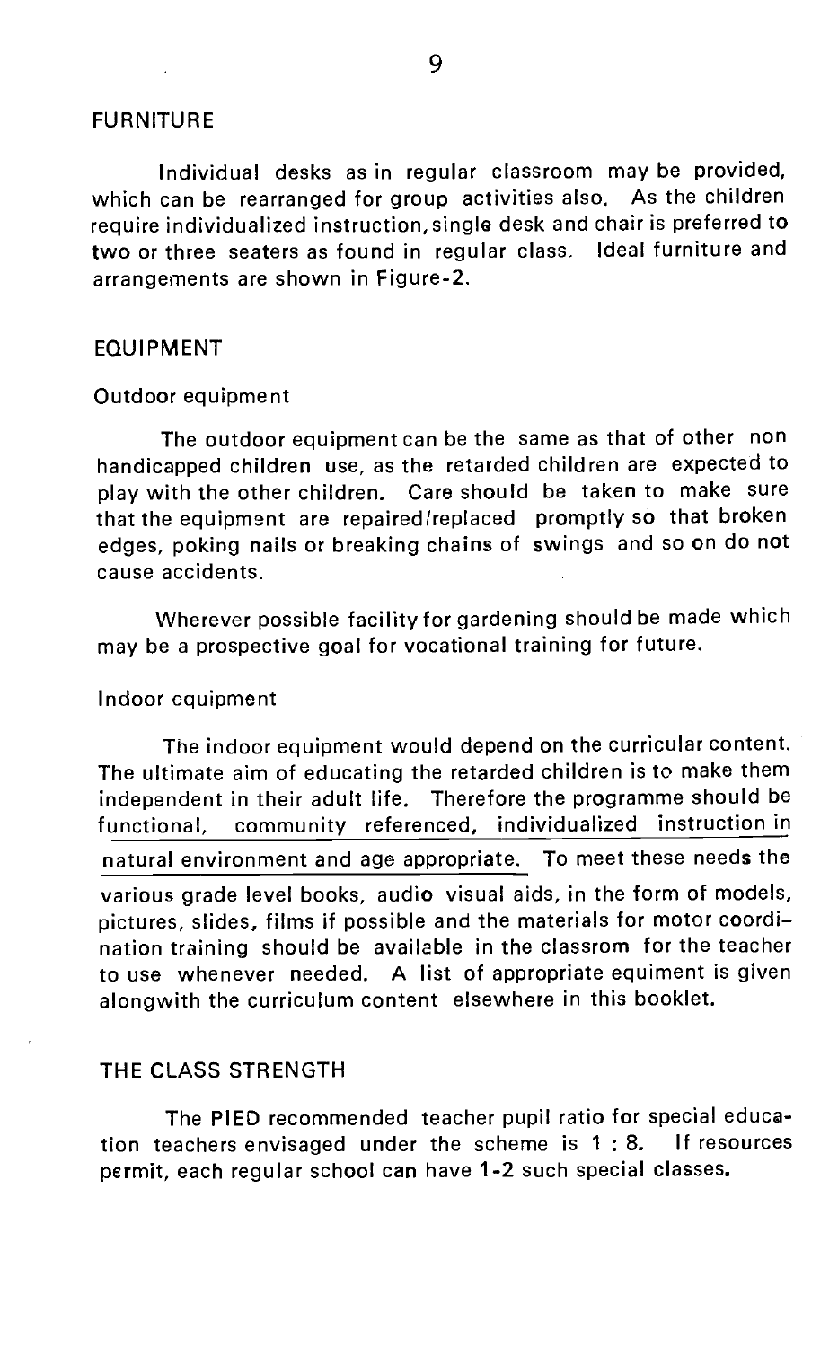## FURNITURE

Individual desks as in regular classroom may be provided, which can be rearranged for group activities also. As the children require individualized instruction, single desk and chair is preferred to two or three seaters as found in regular class. Ideal furniture and arrangements are shown in Figure-2.

## EQUIPMENT

### Outdoor equipment

The outdoor equipment can be the same as that of other non handicapped children use, as the retarded children are expected to play with the other children. Care should be taken to make sure that the equipment are repaired/replaced promptly so that broken edges, poking nails or breaking chains of swings and so on do not cause accidents.

Wherever possible facility for gardening should be made which may be a prospective goal for vocational training for future.

### Indoor equipment

The indoor equipment would depend on the curricular content. The ultimate aim of educating the retarded children is to make them independent in their adult life. Therefore the programme should be functional, community referenced, individualized instruction in natural environment and age appropriate. To meet these needs the various grade level books, audio visual aids, in the form of models, pictures, slides, films if possible and the materials for motor coordination training should be available in the classrom for the teacher to use whenever needed. A list of appropriate equiment is given alongwith the curriculum content elsewhere in this booklet.

## THE CLASS STRENGTH

The PIED recommended teacher pupil ratio for special education teachers envisaged under the scheme is 1 : 8. If resources permit, each regular school can have 1-2 such special classes.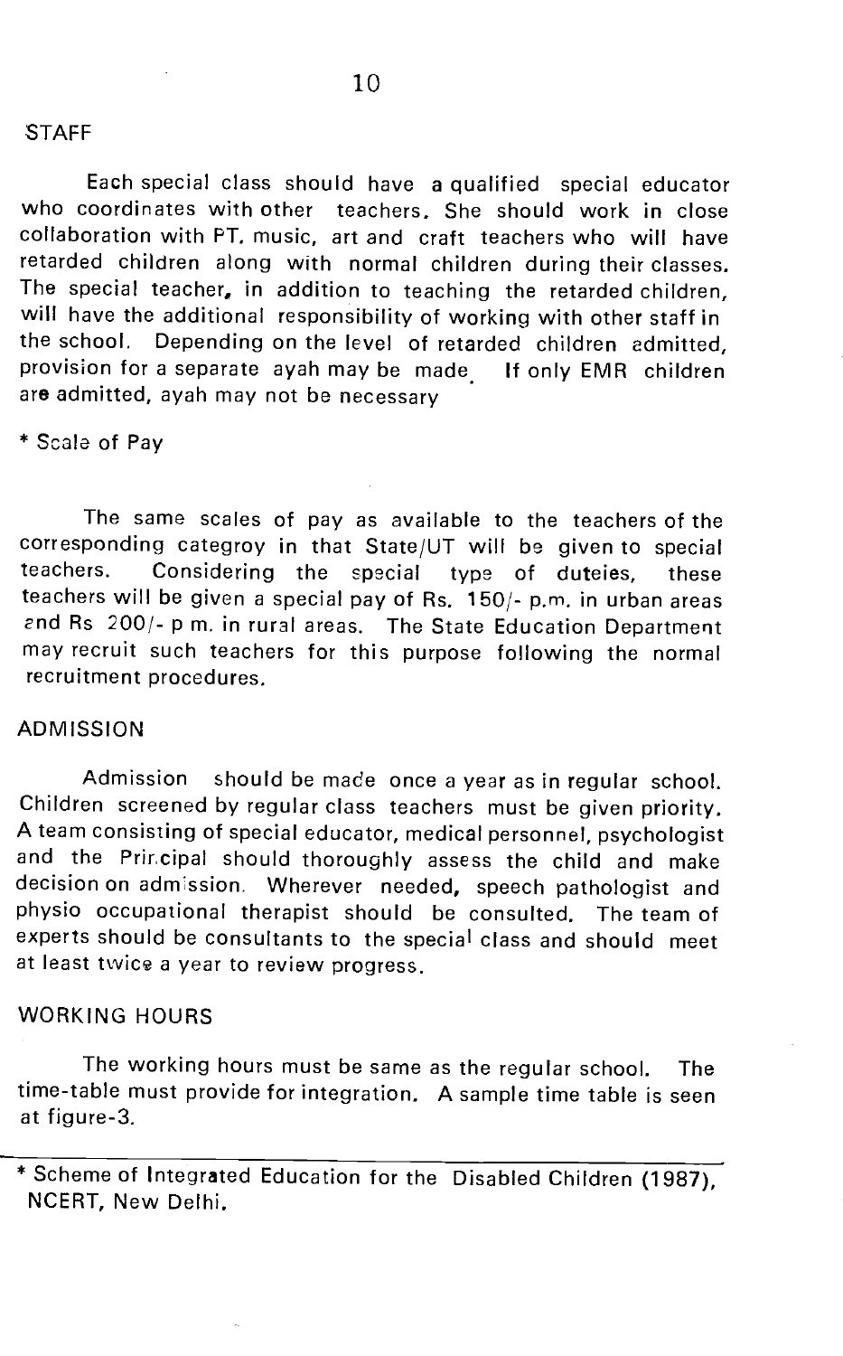## STAFF

Each special class should have a qualified special educator who coordinates with other teachers. She should work in close collaboration with PT, music, art and craft teachers who will have retarded children along with normal children during their classes. The special teacher, in addition to teaching the retarded children, will have the additional responsibility of working with other staff in the school. Depending on the level of retarded children admitted, provision for a separate ayah may be made. If only EMR children are admitted, ayah may not be necessary

\* Scale of Pay

The same scales of pay as available to the teachers of the corresponding categroy in that State/UT will be given to special teachers. Considering the special type of duteies, these teachers will be given a special pay of Rs. 150/- p.m. in urban areas and Rs 200/- p m. in rural areas. The State Education Department may recruit such teachers for this purpose following the normal recruitment procedures.

## ADMISSION

Admission should be made once a year as in regular school. Children screened by regular class teachers must be given priority. A team consisting of special educator, medical personnel, psychologist and the Principal should thoroughly assess the child and make decision on admission. Wherever needed, speech pathologist and physio occupational therapist should be consulted. The team of experts should be consultants to the special class and should meet at least twice a year to review progress.

## WORKING HOURS

The working hours must be same as the regular school. The time-table must provide for integration. A sample time table is seen at figure-3.

---

\* Scheme of Integrated Education for the Disabled Children (1987), NCERT, New Delhi.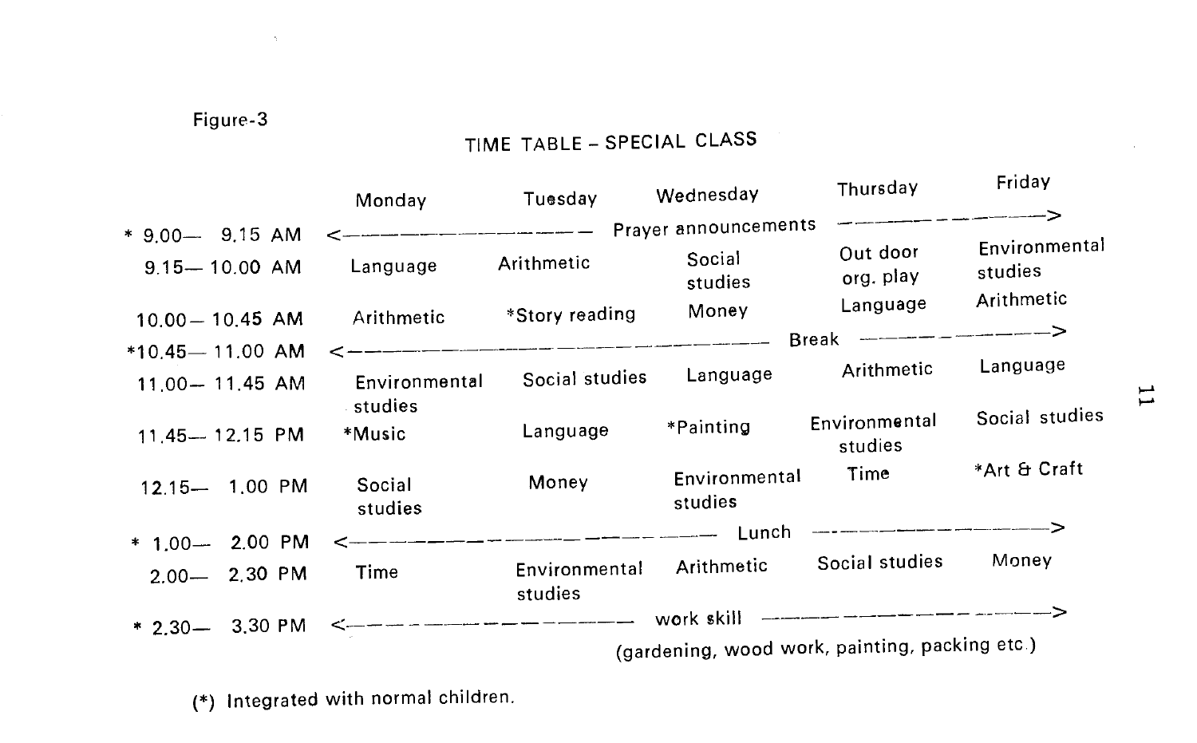Figure-3

## TIME TABLE – SPECIAL CLASS

| | Monday | Tuesday | Wednesday | Thursday | Friday |
|---|---|---|---|---|---|
| * 9.00— 9.15 AM | <————— Prayer announcements —————> | | | | |
| 9.15— 10.00 AM | Language | Arithmetic | Social studies | Out door org. play | Environmental studies |
| 10.00— 10.45 AM | Arithmetic | *Story reading | Money | Language | Arithmetic |
| *10.45— 11.00 AM | <————— Break —————> | | | | |
| 11.00— 11.45 AM | Environmental studies | Social studies | Language | Arithmetic | Language |
| 11.45— 12.15 PM | *Music | Language | *Painting | Environmental studies | Social studies |
| 12.15— 1.00 PM | Social studies | Money | Environmental studies | Time | *Art & Craft |
| * 1.00— 2.00 PM | <————— Lunch —————> | | | | |
| 2.00— 2.30 PM | Time | Environmental studies | Arithmetic | Social studies | Money |
| * 2.30— 3.30 PM | <————— work skill (gardening, wood work, painting, packing etc.) —————> | | | | |

(*) Integrated with normal children.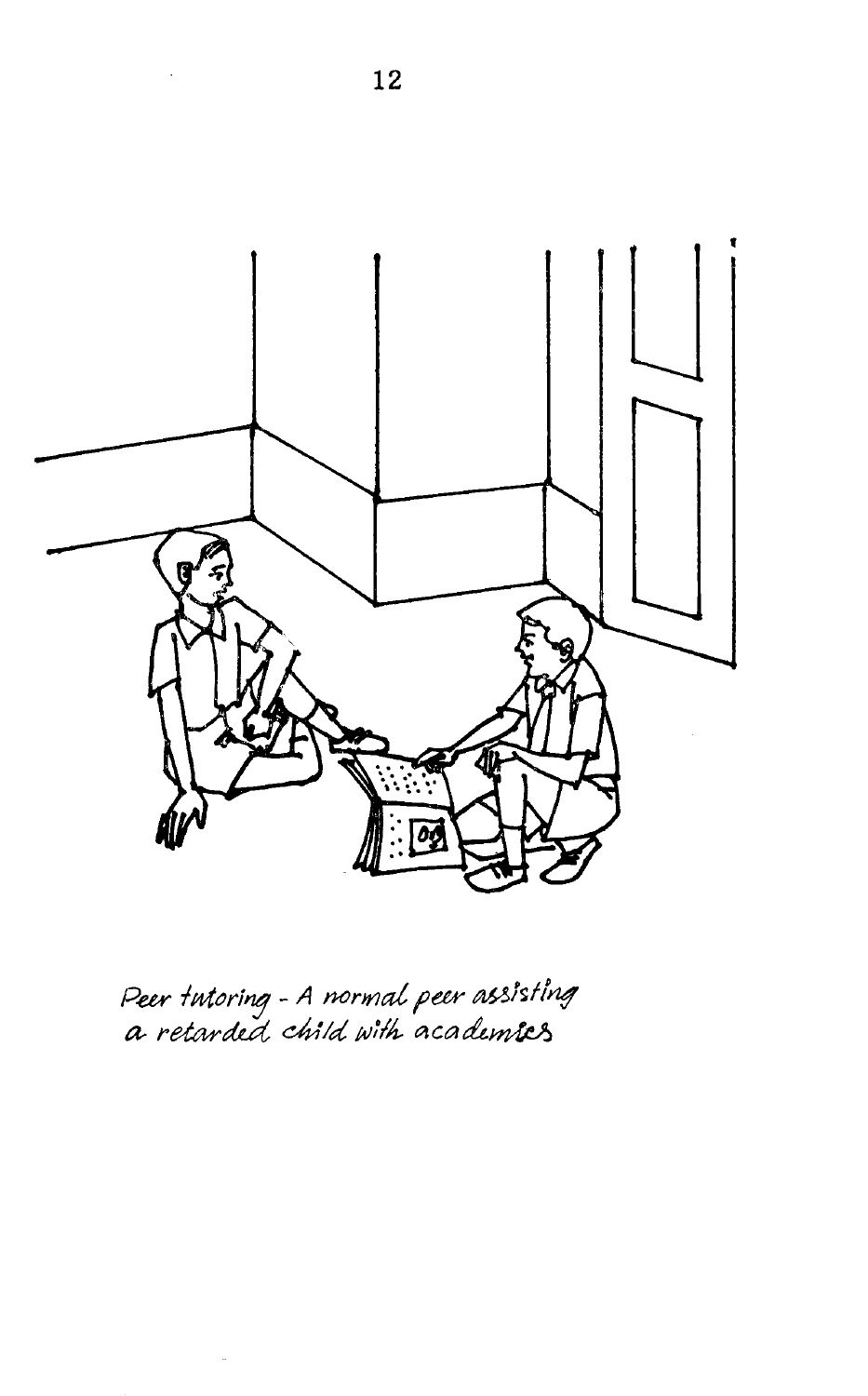Peer tutoring - A normal peer assisting a retarded child with academics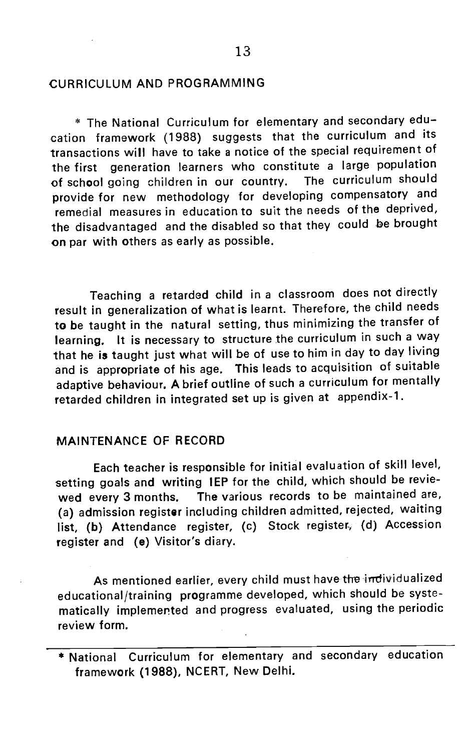## CURRICULUM AND PROGRAMMING

* The National Curriculum for elementary and secondary education framework (1988) suggests that the curriculum and its transactions will have to take a notice of the special requirement of the first generation learners who constitute a large population of school going children in our country. The curriculum should provide for new methodology for developing compensatory and remedial measures in education to suit the needs of the deprived, the disadvantaged and the disabled so that they could be brought on par with others as early as possible.

Teaching a retarded child in a classroom does not directly result in generalization of what is learnt. Therefore, the child needs to be taught in the natural setting, thus minimizing the transfer of learning. It is necessary to structure the curriculum in such a way that he is taught just what will be of use to him in day to day living and is appropriate of his age. This leads to acquisition of suitable adaptive behaviour. A brief outline of such a curriculum for mentally retarded children in integrated set up is given at appendix-1.

## MAINTENANCE OF RECORD

Each teacher is responsible for initial evaluation of skill level, setting goals and writing IEP for the child, which should be reviewed every 3 months. The various records to be maintained are, (a) admission register including children admitted, rejected, waiting list, (b) Attendance register, (c) Stock register, (d) Accession register and (e) Visitor's diary.

As mentioned earlier, every child must have individualized educational/training programme developed, which should be systematically implemented and progress evaluated, using the periodic review form.

---

* National Curriculum for elementary and secondary education framework (1988), NCERT, New Delhi.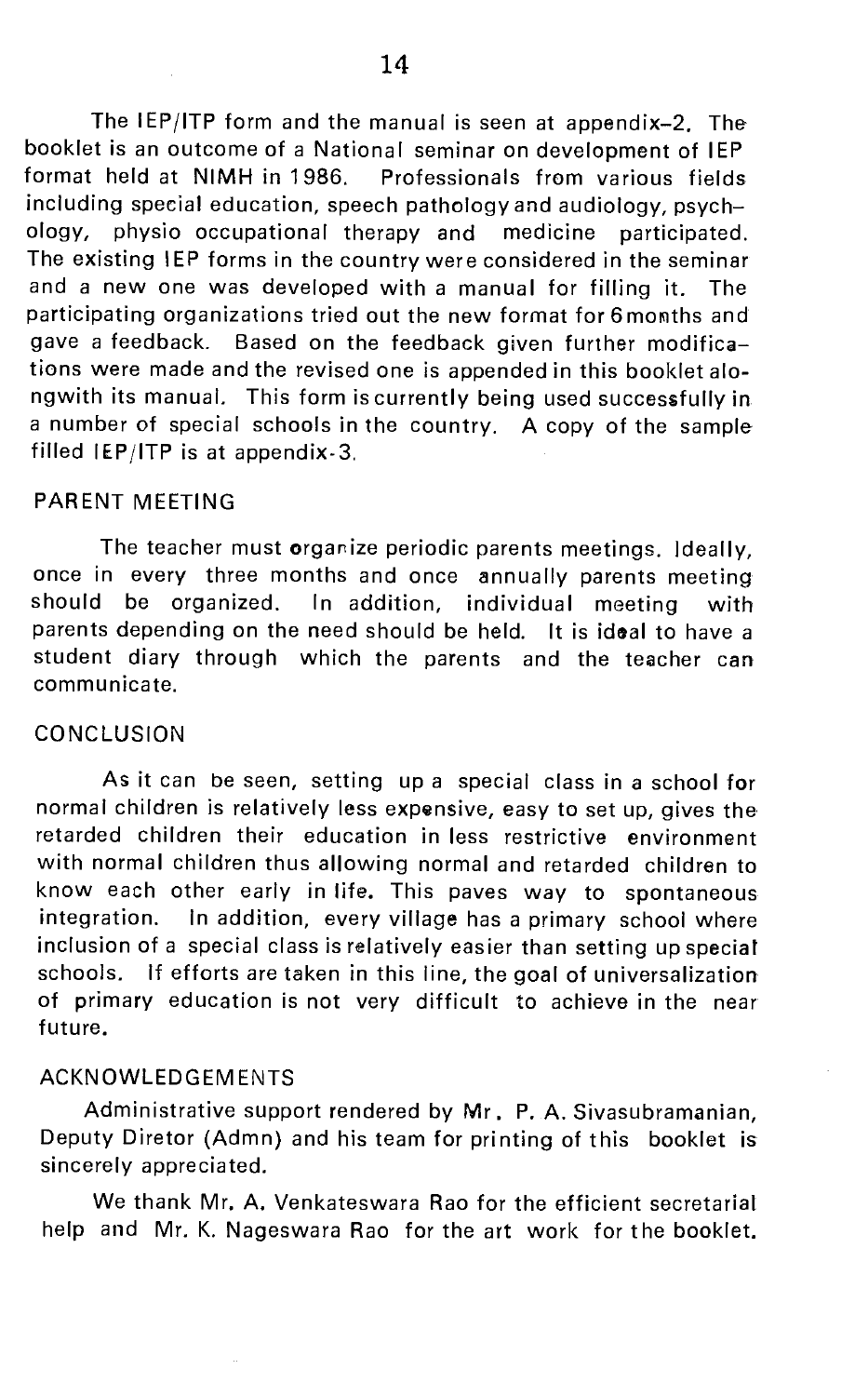The IEP/ITP form and the manual is seen at appendix–2. The booklet is an outcome of a National seminar on development of IEP format held at NIMH in 1986. Professionals from various fields including special education, speech pathology and audiology, psychology, physio occupational therapy and medicine participated. The existing IEP forms in the country were considered in the seminar and a new one was developed with a manual for filling it. The participating organizations tried out the new format for 6 months and gave a feedback. Based on the feedback given further modifications were made and the revised one is appended in this booklet alongwith its manual. This form is currently being used successfully in a number of special schools in the country. A copy of the sample filled IEP/ITP is at appendix-3.

## PARENT MEETING

The teacher must organize periodic parents meetings. Ideally, once in every three months and once annually parents meeting should be organized. In addition, individual meeting with parents depending on the need should be held. It is ideal to have a student diary through which the parents and the teacher can communicate.

## CONCLUSION

As it can be seen, setting up a special class in a school for normal children is relatively less expensive, easy to set up, gives the retarded children their education in less restrictive environment with normal children thus allowing normal and retarded children to know each other early in life. This paves way to spontaneous integration. In addition, every village has a primary school where inclusion of a special class is relatively easier than setting up special schools. If efforts are taken in this line, the goal of universalization of primary education is not very difficult to achieve in the near future.

## ACKNOWLEDGEMENTS

Administrative support rendered by Mr. P. A. Sivasubramanian, Deputy Diretor (Admn) and his team for printing of this booklet is sincerely appreciated.

We thank Mr. A. Venkateswara Rao for the efficient secretarial help and Mr. K. Nageswara Rao for the art work for the booklet.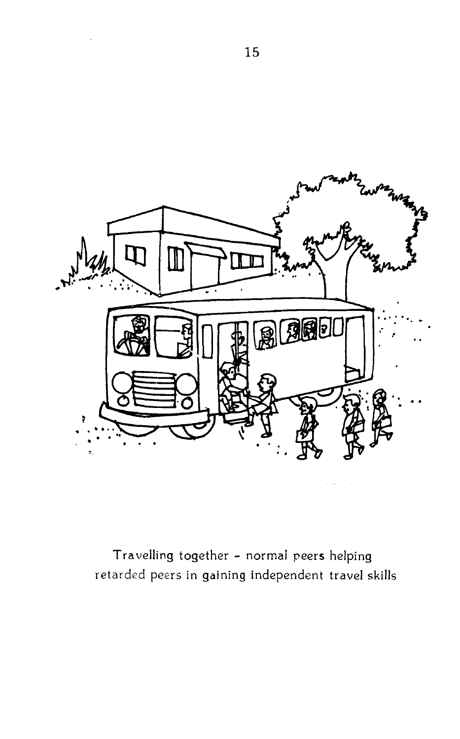Travelling together - normal peers helping retarded peers in gaining independent travel skills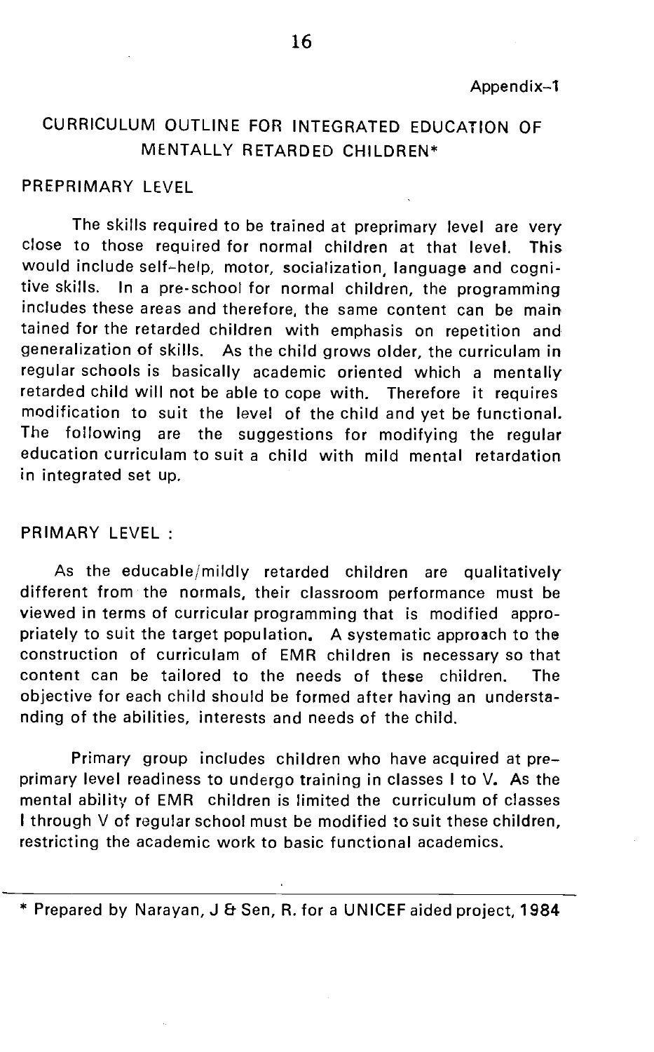Appendix-1

## CURRICULUM OUTLINE FOR INTEGRATED EDUCATION OF MENTALLY RETARDED CHILDREN*

### PREPRIMARY LEVEL

The skills required to be trained at preprimary level are very close to those required for normal children at that level. This would include self-help, motor, socialization, language and cognitive skills. In a pre-school for normal children, the programming includes these areas and therefore, the same content can be maintained for the retarded children with emphasis on repetition and generalization of skills. As the child grows older, the curriculam in regular schools is basically academic oriented which a mentally retarded child will not be able to cope with. Therefore it requires modification to suit the level of the child and yet be functional. The following are the suggestions for modifying the regular education curriculam to suit a child with mild mental retardation in integrated set up.

### PRIMARY LEVEL :

As the educable/mildly retarded children are qualitatively different from the normals, their classroom performance must be viewed in terms of curricular programming that is modified appropriately to suit the target population. A systematic approach to the construction of curriculam of EMR children is necessary so that content can be tailored to the needs of these children. The objective for each child should be formed after having an understanding of the abilities, interests and needs of the child.

Primary group includes children who have acquired at preprimary level readiness to undergo training in classes I to V. As the mental ability of EMR children is limited the curriculum of classes I through V of regular school must be modified to suit these children, restricting the academic work to basic functional academics.

---

* Prepared by Narayan, J & Sen, R. for a UNICEF aided project, 1984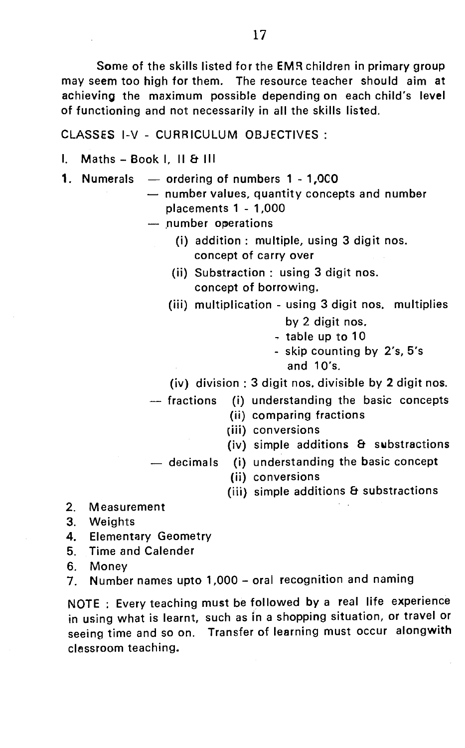Some of the skills listed for the EMR children in primary group may seem too high for them. The resource teacher should aim at achieving the maximum possible depending on each child's level of functioning and not necessarily in all the skills listed.

CLASSES I-V - CURRICULUM OBJECTIVES :

I. Maths – Book I, II & III

1. Numerals
   - ordering of numbers 1 - 1,0C0
   - number values, quantity concepts and number placements 1 - 1,000
   - number operations
     - (i) addition : multiple, using 3 digit nos. concept of carry over
     - (ii) Substraction : using 3 digit nos. concept of borrowing.
     - (iii) multiplication - using 3 digit nos. multiplies by 2 digit nos.
       - table up to 10
       - skip counting by 2's, 5's and 10's.
     - (iv) division : 3 digit nos. divisible by 2 digit nos.
   - fractions
     - (i) understanding the basic concepts
     - (ii) comparing fractions
     - (iii) conversions
     - (iv) simple additions & substractions
   - decimals
     - (i) understanding the basic concept
     - (ii) conversions
     - (iii) simple additions & substractions
2. Measurement
3. Weights
4. Elementary Geometry
5. Time and Calender
6. Money
7. Number names upto 1,000 – oral recognition and naming

NOTE : Every teaching must be followed by a real life experience in using what is learnt, such as in a shopping situation, or travel or seeing time and so on. Transfer of learning must occur alongwith classroom teaching.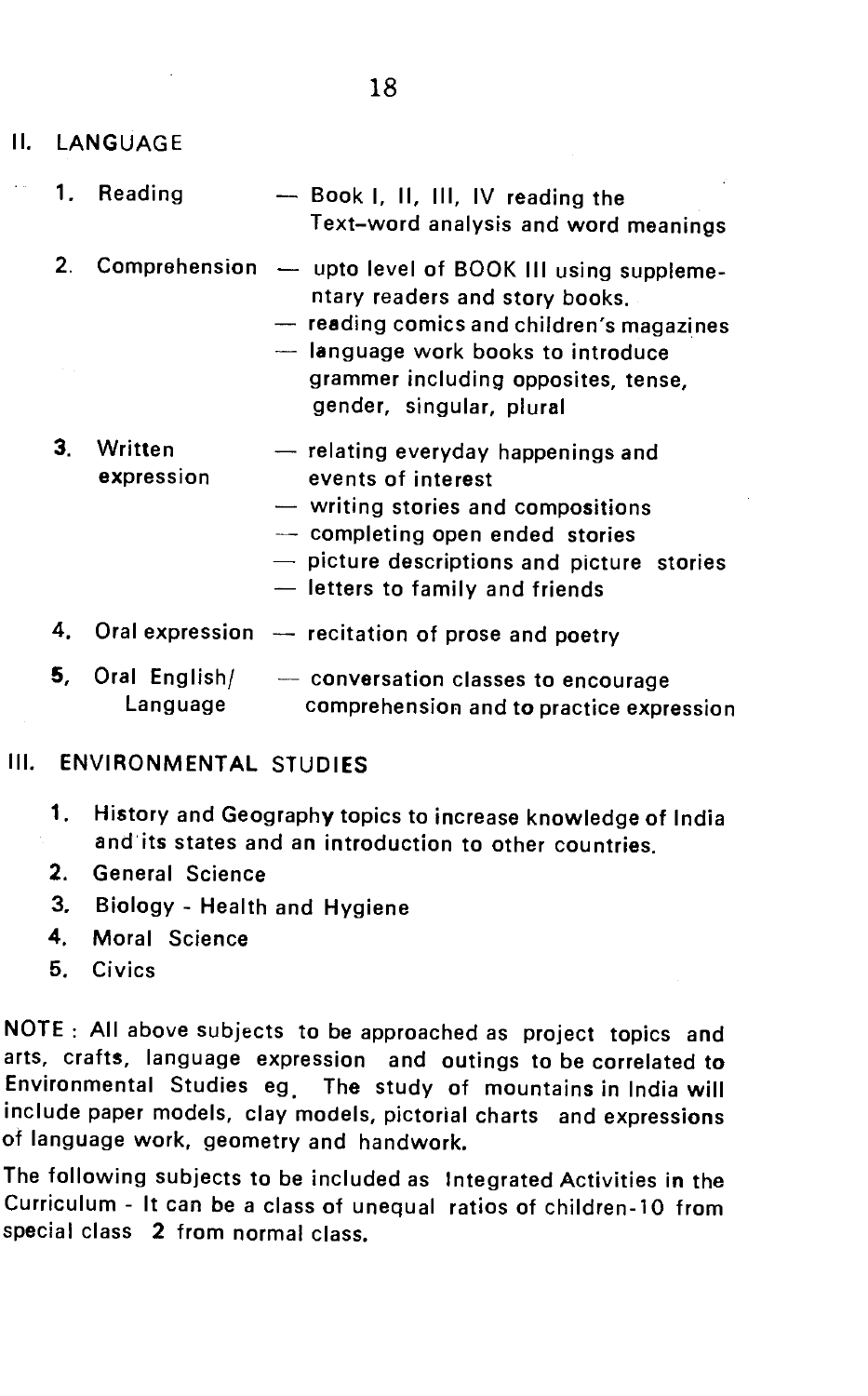## II. LANGUAGE

| | | |
|---|---|---|
| 1. | Reading | — Book I, II, III, IV reading the Text–word analysis and word meanings |
| 2. | Comprehension | — upto level of BOOK III using supplementary readers and story books.<br>— reading comics and children's magazines<br>— language work books to introduce grammer including opposites, tense, gender, singular, plural |
| 3. | Written expression | — relating everyday happenings and events of interest<br>— writing stories and compositions<br>— completing open ended stories<br>— picture descriptions and picture stories<br>— letters to family and friends |
| 4. | Oral expression | — recitation of prose and poetry |
| 5. | Oral English/ Language | — conversation classes to encourage comprehension and to practice expression |

## III. ENVIRONMENTAL STUDIES

1. History and Geography topics to increase knowledge of India and its states and an introduction to other countries.
2. General Science
3. Biology - Health and Hygiene
4. Moral Science
5. Civics

NOTE : All above subjects to be approached as project topics and arts, crafts, language expression and outings to be correlated to Environmental Studies eg. The study of mountains in India will include paper models, clay models, pictorial charts and expressions of language work, geometry and handwork.

The following subjects to be included as Integrated Activities in the Curriculum - It can be a class of unequal ratios of children-10 from special class 2 from normal class.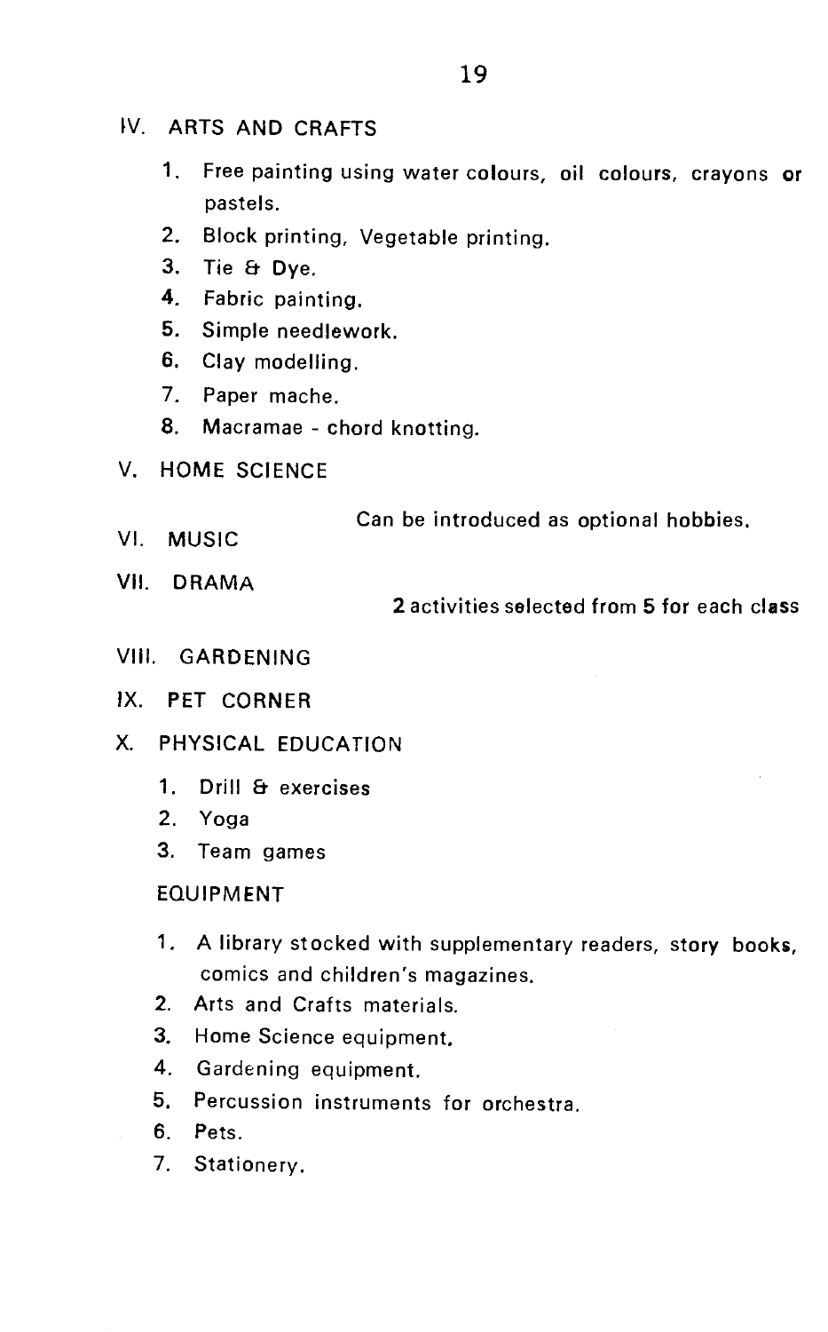IV. ARTS AND CRAFTS

1. Free painting using water colours, oil colours, crayons or pastels.
2. Block printing, Vegetable printing.
3. Tie & Dye.
4. Fabric painting.
5. Simple needlework.
6. Clay modelling.
7. Paper mache.
8. Macramae - chord knotting.

V. HOME SCIENCE

Can be introduced as optional hobbies.

VI. MUSIC

VII. DRAMA

2 activities selected from 5 for each class

VIII. GARDENING

IX. PET CORNER

X. PHYSICAL EDUCATION

1. Drill & exercises
2. Yoga
3. Team games

EQUIPMENT

1. A library stocked with supplementary readers, story books, comics and children's magazines.
2. Arts and Crafts materials.
3. Home Science equipment.
4. Gardening equipment.
5. Percussion instruments for orchestra.
6. Pets.
7. Stationery.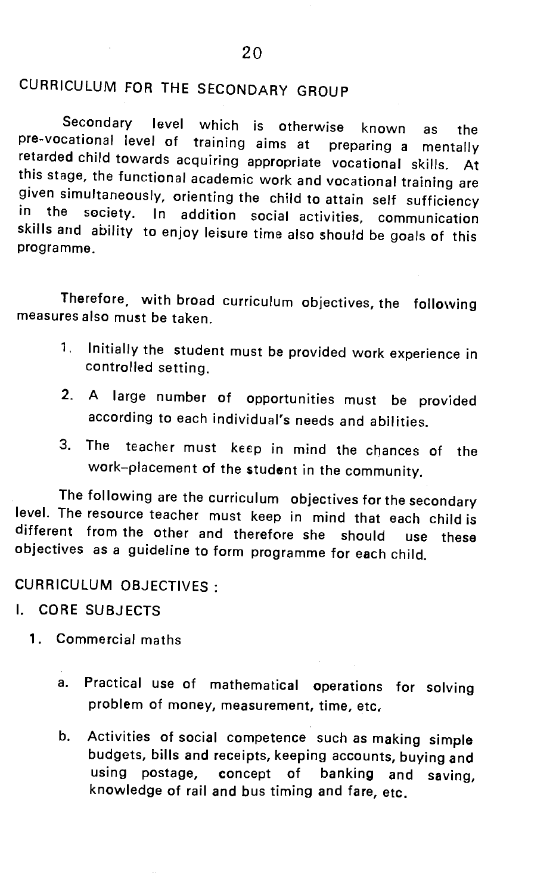## CURRICULUM FOR THE SECONDARY GROUP

Secondary level which is otherwise known as the pre-vocational level of training aims at preparing a mentally retarded child towards acquiring appropriate vocational skills. At this stage, the functional academic work and vocational training are given simultaneously, orienting the child to attain self sufficiency in the society. In addition social activities, communication skills and ability to enjoy leisure time also should be goals of this programme.

Therefore, with broad curriculum objectives, the following measures also must be taken.

1. Initially the student must be provided work experience in controlled setting.
2. A large number of opportunities must be provided according to each individual's needs and abilities.
3. The teacher must keep in mind the chances of the work–placement of the student in the community.

The following are the curriculum objectives for the secondary level. The resource teacher must keep in mind that each child is different from the other and therefore she should use these objectives as a guideline to form programme for each child.

### CURRICULUM OBJECTIVES :

#### I. CORE SUBJECTS

1. Commercial maths

   a. Practical use of mathematical operations for solving problem of money, measurement, time, etc.

   b. Activities of social competence such as making simple budgets, bills and receipts, keeping accounts, buying and using postage, concept of banking and saving, knowledge of rail and bus timing and fare, etc.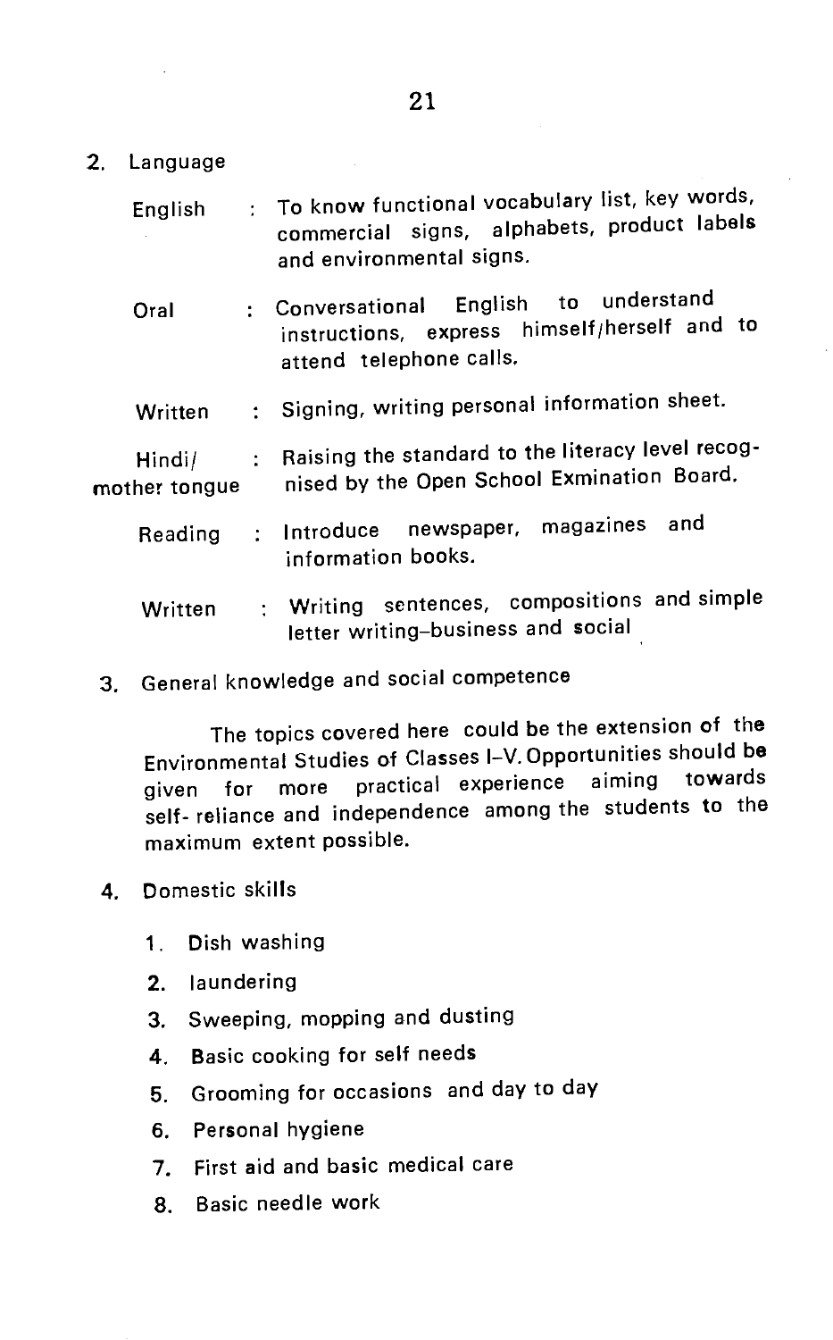2. Language

English : To know functional vocabulary list, key words, commercial signs, alphabets, product labels and environmental signs.

Oral : Conversational English to understand instructions, express himself/herself and to attend telephone calls.

Written : Signing, writing personal information sheet.

Hindi/ mother tongue : Raising the standard to the literacy level recognised by the Open School Exmination Board.

Reading : Introduce newspaper, magazines and information books.

Written : Writing sentences, compositions and simple letter writing–business and social

3. General knowledge and social competence

The topics covered here could be the extension of the Environmental Studies of Classes I–V. Opportunities should be given for more practical experience aiming towards self- reliance and independence among the students to the maximum extent possible.

4. Domestic skills

1. Dish washing
2. laundering
3. Sweeping, mopping and dusting
4. Basic cooking for self needs
5. Grooming for occasions and day to day
6. Personal hygiene
7. First aid and basic medical care
8. Basic needle work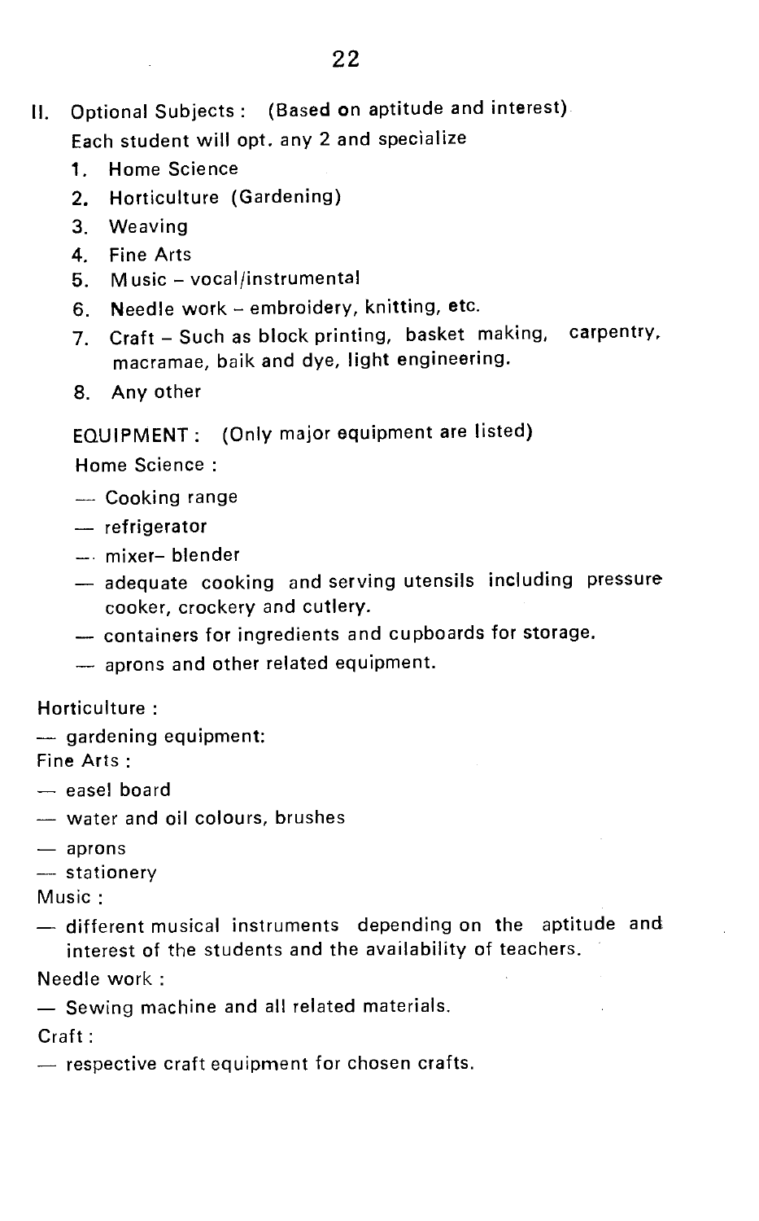II. Optional Subjects : (Based on aptitude and interest)

Each student will opt. any 2 and specialize

1. Home Science
2. Horticulture (Gardening)
3. Weaving
4. Fine Arts
5. Music – vocal/instrumental
6. Needle work – embroidery, knitting, etc.
7. Craft – Such as block printing, basket making, carpentry, macramae, baik and dye, light engineering.
8. Any other

EQUIPMENT : (Only major equipment are listed)

Home Science :

- Cooking range
- refrigerator
- mixer– blender
- adequate cooking and serving utensils including pressure cooker, crockery and cutlery.
- containers for ingredients and cupboards for storage.
- aprons and other related equipment.

Horticulture :

- gardening equipment:

Fine Arts :

- easel board
- water and oil colours, brushes
- aprons
- stationery

Music :

- different musical instruments depending on the aptitude and interest of the students and the availability of teachers.

Needle work :

- Sewing machine and all related materials.

Craft :

- respective craft equipment for chosen crafts.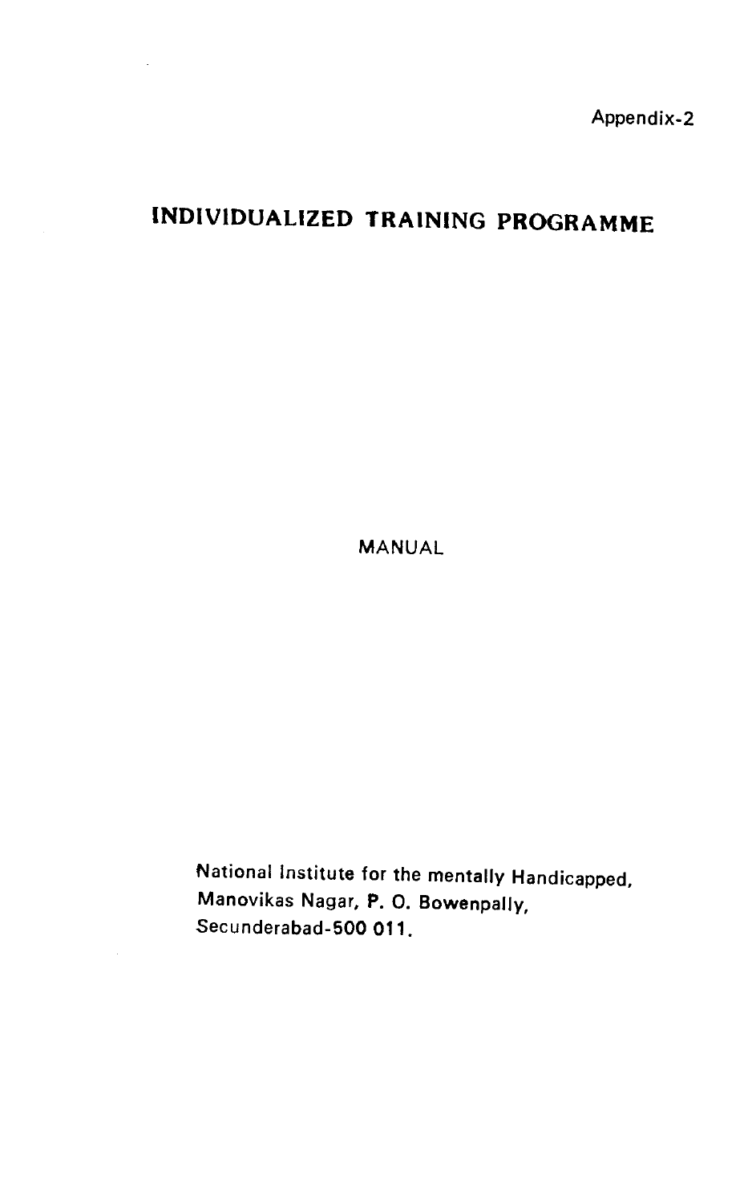Appendix-2

# INDIVIDUALIZED TRAINING PROGRAMME

MANUAL

National Institute for the mentally Handicapped,
Manovikas Nagar, P. O. Bowenpally,
Secunderabad-500 011.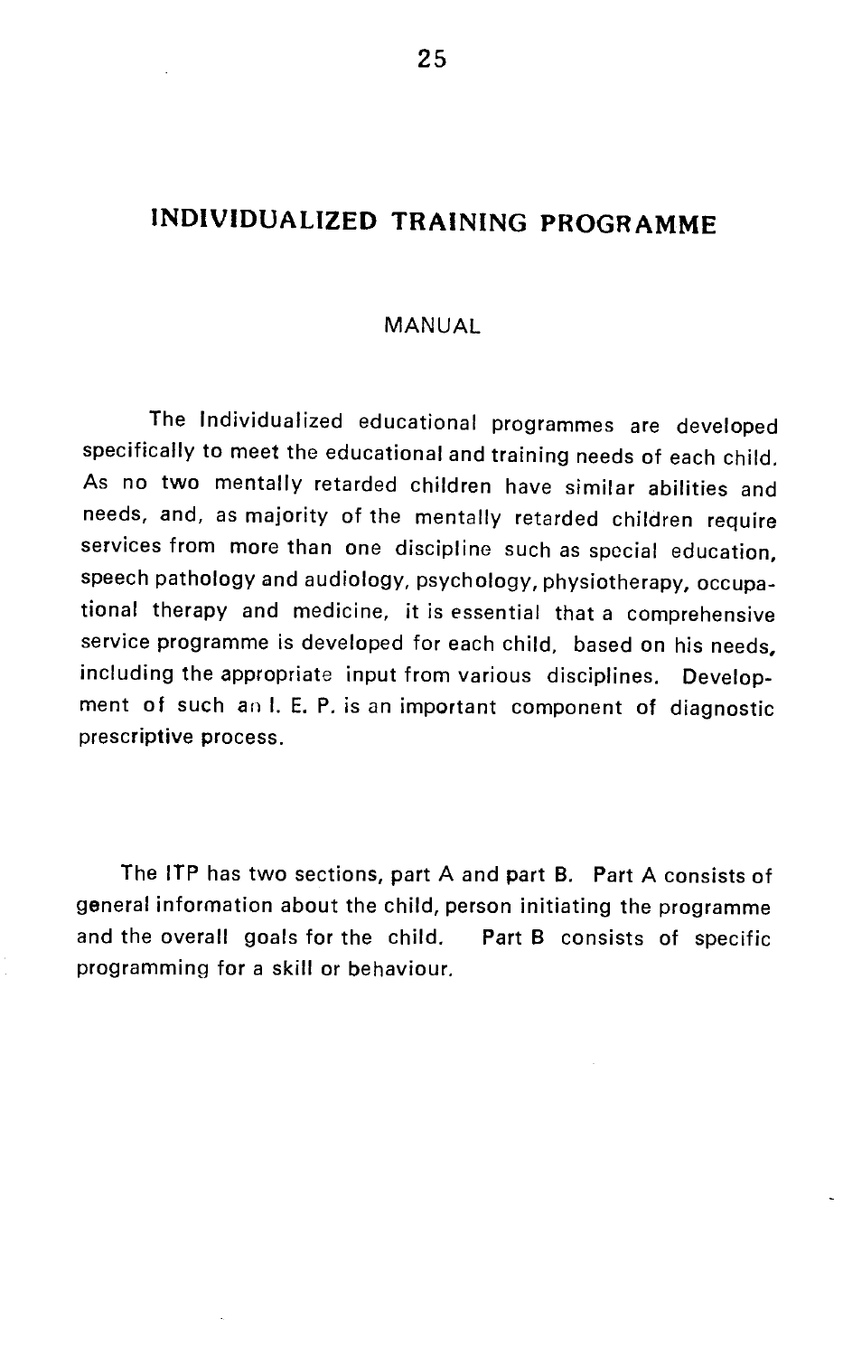# INDIVIDUALIZED TRAINING PROGRAMME

## MANUAL

The Individualized educational programmes are developed specifically to meet the educational and training needs of each child. As no two mentally retarded children have similar abilities and needs, and, as majority of the mentally retarded children require services from more than one discipline such as special education, speech pathology and audiology, psychology, physiotherapy, occupational therapy and medicine, it is essential that a comprehensive service programme is developed for each child, based on his needs, including the appropriate input from various disciplines. Development of such an I. E. P. is an important component of diagnostic prescriptive process.

The ITP has two sections, part A and part B. Part A consists of general information about the child, person initiating the programme and the overall goals for the child. Part B consists of specific programming for a skill or behaviour.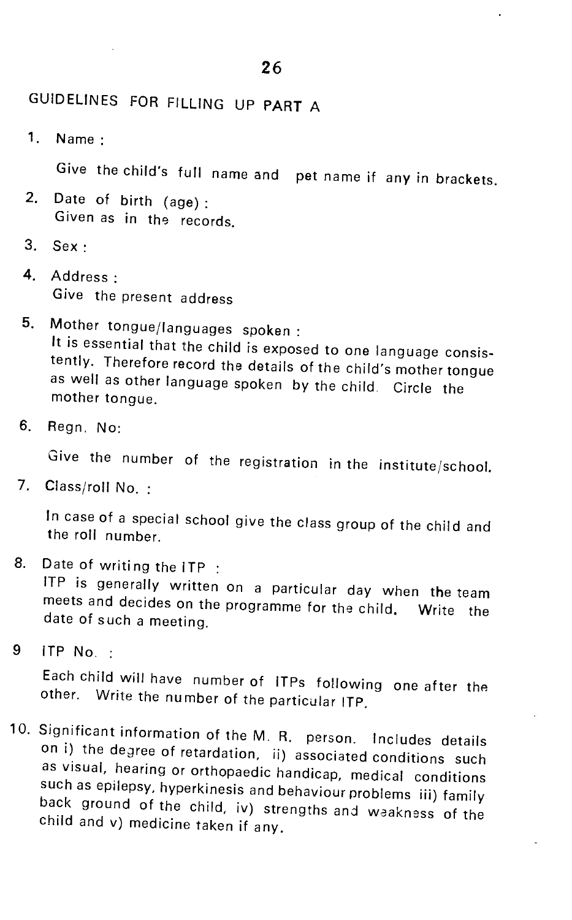## GUIDELINES FOR FILLING UP PART A

1. Name :

   Give the child's full name and pet name if any in brackets.

2. Date of birth (age) :
   Given as in the records.

3. Sex :

4. Address :
   Give the present address

5. Mother tongue/languages spoken :
   It is essential that the child is exposed to one language consistently. Therefore record the details of the child's mother tongue as well as other language spoken by the child. Circle the mother tongue.

6. Regn. No:

   Give the number of the registration in the institute/school.

7. Class/roll No. :

   In case of a special school give the class group of the child and the roll number.

8. Date of writing the ITP :
   ITP is generally written on a particular day when the team meets and decides on the programme for the child. Write the date of such a meeting.

9. ITP No. :

   Each child will have number of ITPs following one after the other. Write the number of the particular ITP.

10. Significant information of the M. R. person. Includes details on i) the degree of retardation, ii) associated conditions such as visual, hearing or orthopaedic handicap, medical conditions such as epilepsy, hyperkinesis and behaviour problems iii) family back ground of the child, iv) strengths and weakness of the child and v) medicine taken if any.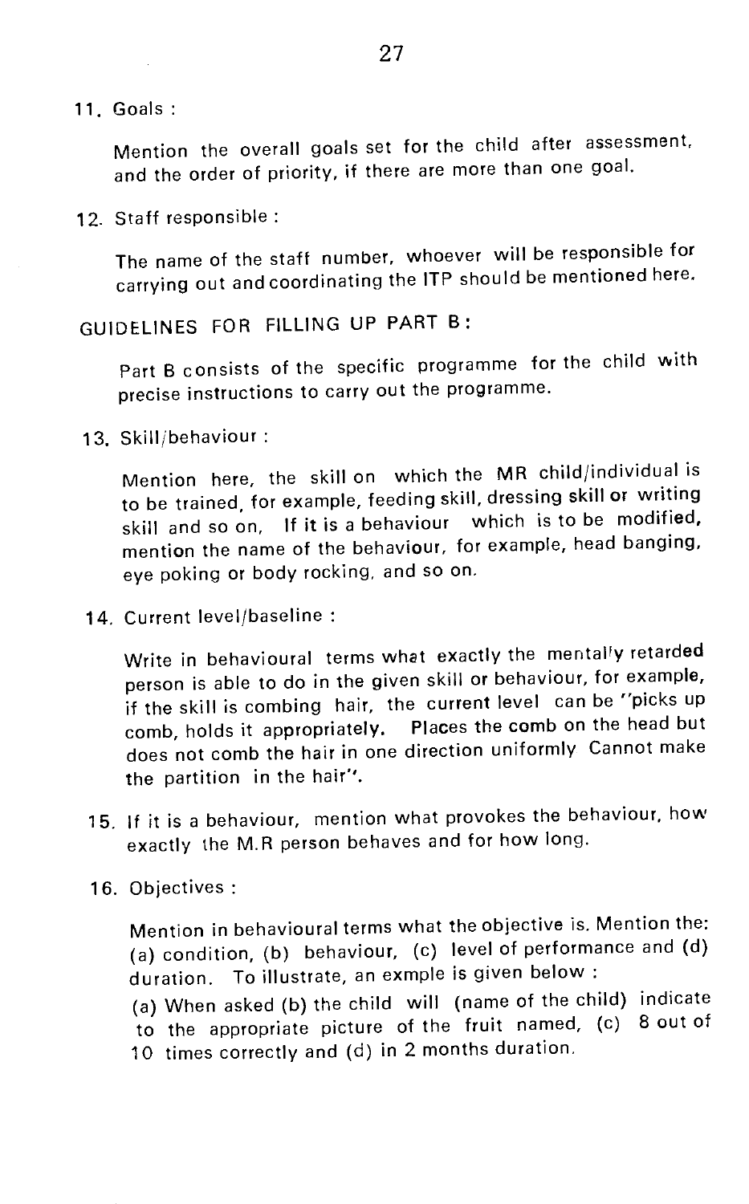11. Goals :

    Mention the overall goals set for the child after assessment, and the order of priority, if there are more than one goal.

12. Staff responsible :

    The name of the staff number, whoever will be responsible for carrying out and coordinating the ITP should be mentioned here.

GUIDELINES FOR FILLING UP PART B :

Part B consists of the specific programme for the child with precise instructions to carry out the programme.

13. Skill/behaviour :

    Mention here, the skill on which the MR child/individual is to be trained, for example, feeding skill, dressing skill or writing skill and so on, If it is a behaviour which is to be modified, mention the name of the behaviour, for example, head banging, eye poking or body rocking, and so on.

14. Current level/baseline :

    Write in behavioural terms what exactly the mentally retarded person is able to do in the given skill or behaviour, for example, if the skill is combing hair, the current level can be "picks up comb, holds it appropriately. Places the comb on the head but does not comb the hair in one direction uniformly Cannot make the partition in the hair".

15. If it is a behaviour, mention what provokes the behaviour, how exactly the M.R person behaves and for how long.

16. Objectives :

    Mention in behavioural terms what the objective is. Mention the: (a) condition, (b) behaviour, (c) level of performance and (d) duration. To illustrate, an exmple is given below :

    (a) When asked (b) the child will (name of the child) indicate to the appropriate picture of the fruit named, (c) 8 out of 10 times correctly and (d) in 2 months duration.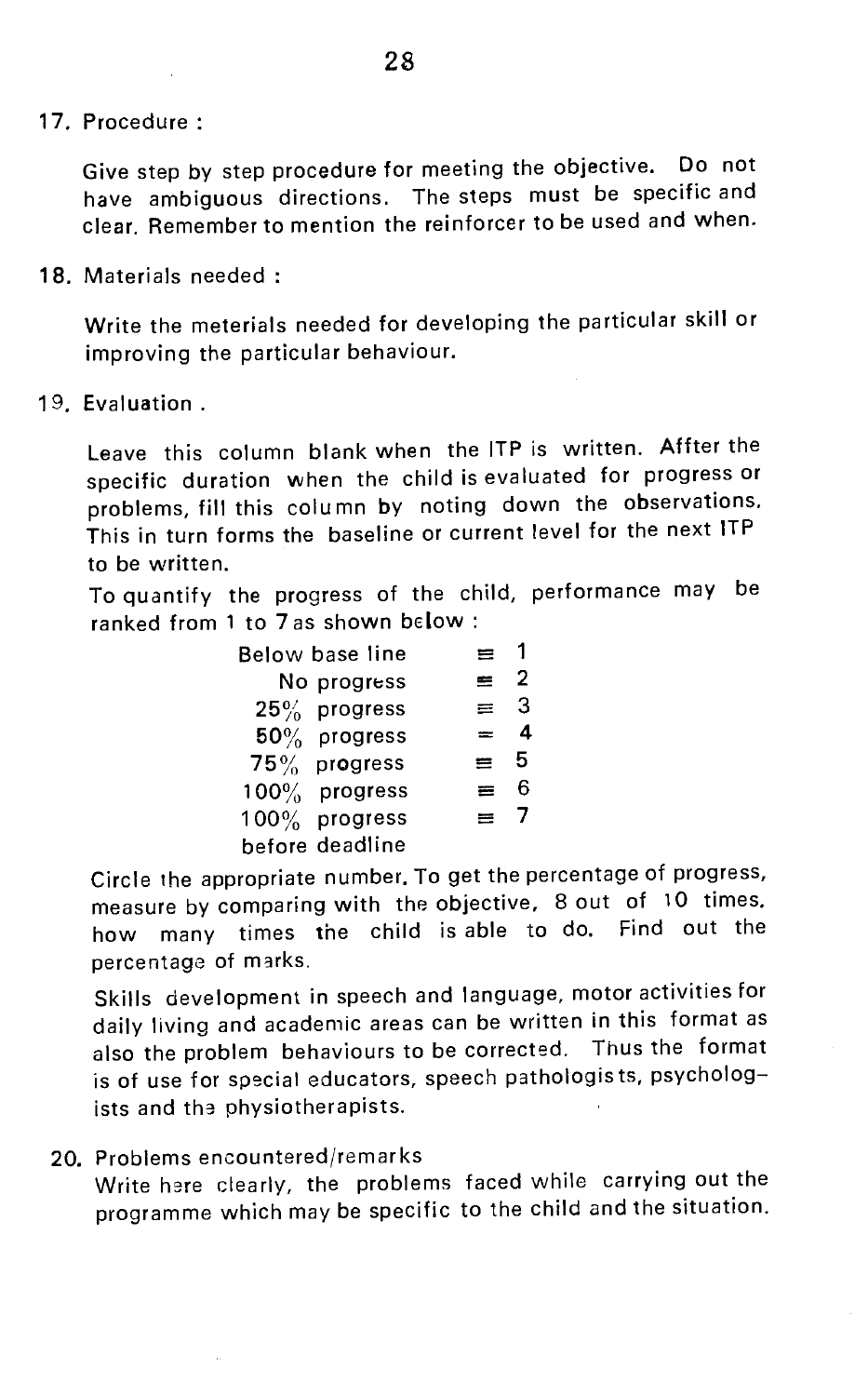17. Procedure :

Give step by step procedure for meeting the objective. Do not have ambiguous directions. The steps must be specific and clear. Remember to mention the reinforcer to be used and when.

18. Materials needed :

Write the meterials needed for developing the particular skill or improving the particular behaviour.

19. Evaluation .

Leave this column blank when the ITP is written. Affter the specific duration when the child is evaluated for progress or problems, fill this column by noting down the observations. This in turn forms the baseline or current level for the next ITP to be written.

To quantify the progress of the child, performance may be ranked from 1 to 7 as shown below :

| | | |
|---|---|---|
| Below base line | ≡ | 1 |
| No progress | ≡ | 2 |
| 25% progress | ≡ | 3 |
| 50% progress | = | 4 |
| 75% progress | ≡ | 5 |
| 100% progress | ≡ | 6 |
| 100% progress before deadline | ≡ | 7 |

Circle the appropriate number. To get the percentage of progress, measure by comparing with the objective, 8 out of 10 times. how many times the child is able to do. Find out the percentage of marks.

Skills development in speech and language, motor activities for daily living and academic areas can be written in this format as also the problem behaviours to be corrected. Thus the format is of use for special educators, speech pathologists, psychologists and the physiotherapists.

20. Problems encountered/remarks

Write here clearly, the problems faced while carrying out the programme which may be specific to the child and the situation.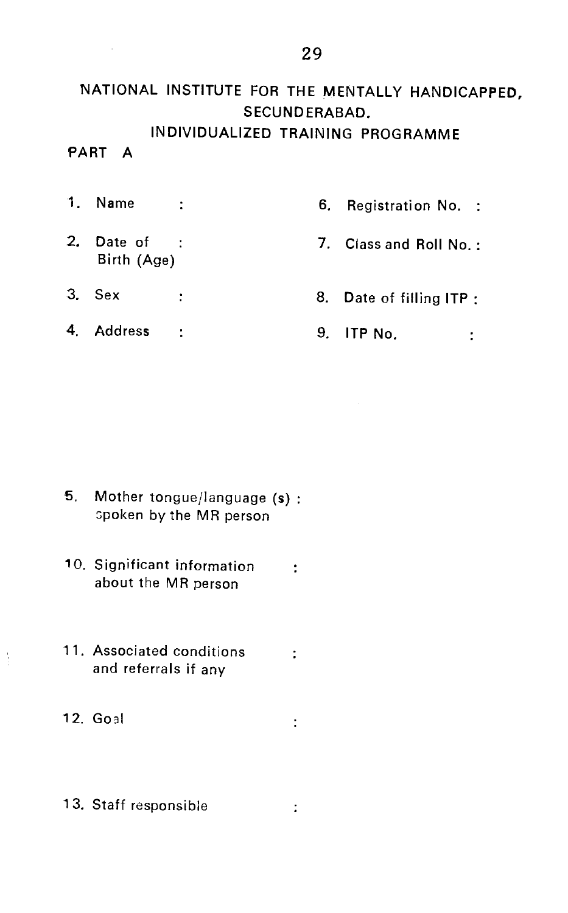## NATIONAL INSTITUTE FOR THE MENTALLY HANDICAPPED, SECUNDERABAD.

### INDIVIDUALIZED TRAINING PROGRAMME

**PART A**

1. Name :
2. Date of Birth (Age) :
3. Sex :
4. Address :
5. Mother tongue/language (s) : spoken by the MR person
6. Registration No. :
7. Class and Roll No. :
8. Date of filling ITP :
9. ITP No. :
10. Significant information about the MR person :
11. Associated conditions and referrals if any :
12. Goal :
13. Staff responsible :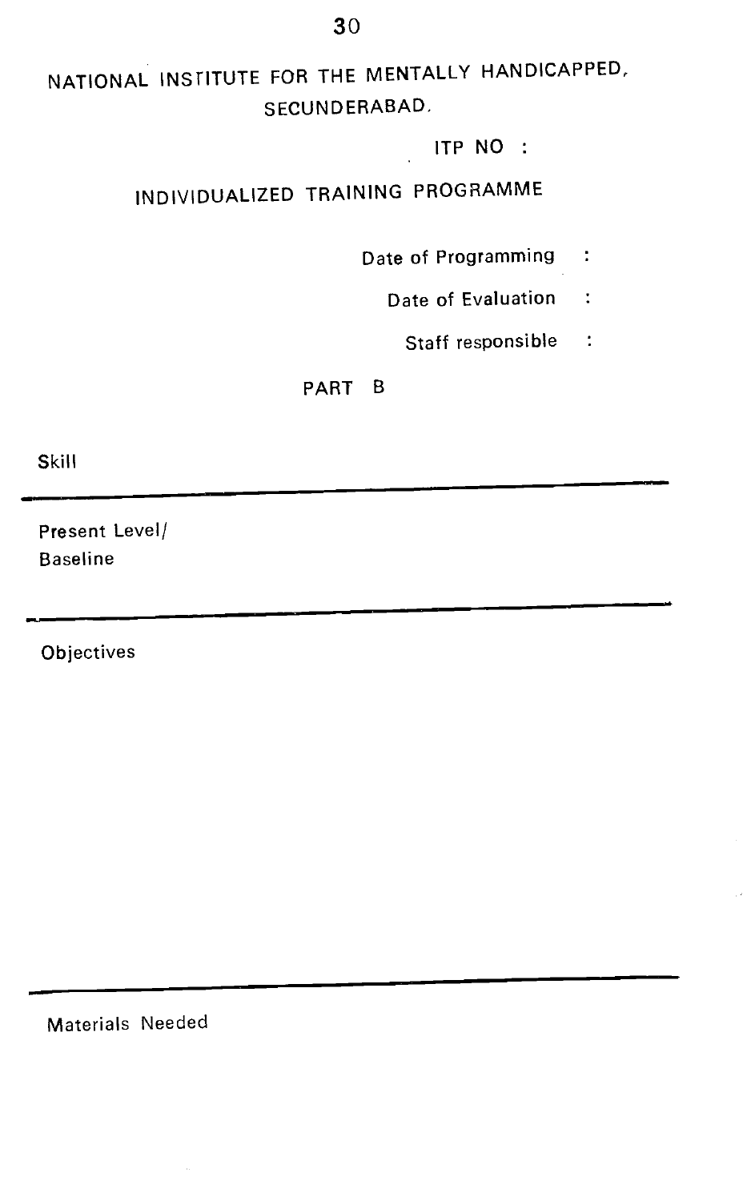# NATIONAL INSTITUTE FOR THE MENTALLY HANDICAPPED, SECUNDERABAD.

ITP NO :

## INDIVIDUALIZED TRAINING PROGRAMME

Date of Programming :

Date of Evaluation :

Staff responsible :

### PART B

Skill

---

Present Level/
Baseline

---

Objectives

---

Materials Needed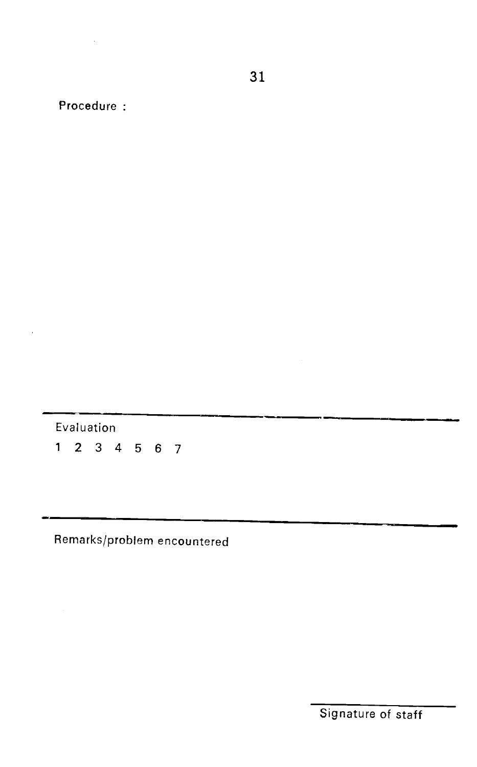Procedure :

---

Evaluation

1 2 3 4 5 6 7

---

Remarks/problem encountered

Signature of staff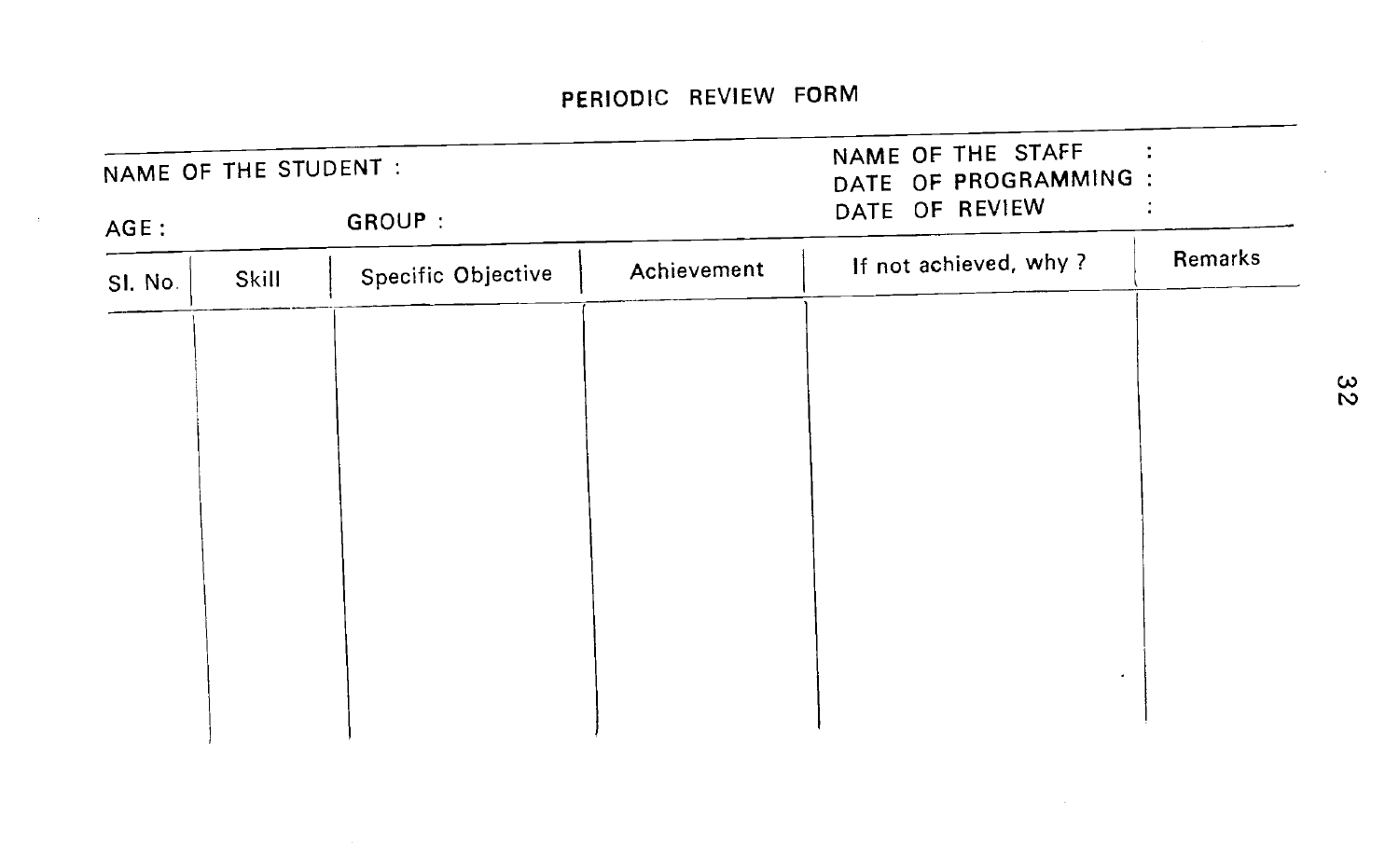# PERIODIC REVIEW FORM

NAME OF THE STUDENT :

AGE : GROUP :

NAME OF THE STAFF :

DATE OF PROGRAMMING :

DATE OF REVIEW :

| Sl. No. | Skill | Specific Objective | Achievement | If not achieved, why ? | Remarks |
|---|---|---|---|---|---|
| | | | | | |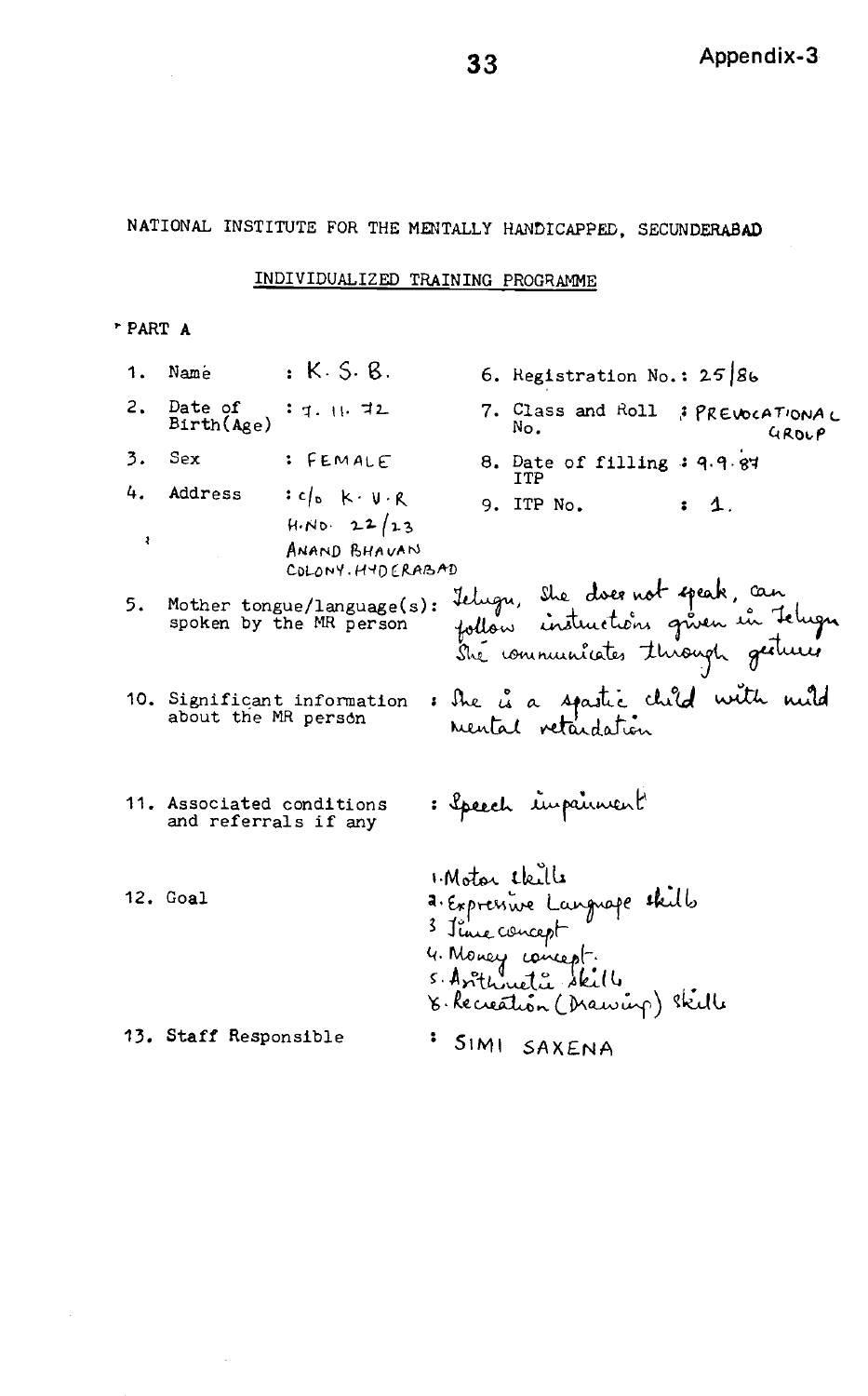Appendix-3

NATIONAL INSTITUTE FOR THE MENTALLY HANDICAPPED, SECUNDERABAD

INDIVIDUALIZED TRAINING PROGRAMME

**PART A**

1. Name : K. S. B.
2. Date of Birth(Age) : 7. 11. 72
3. Sex : FEMALE
4. Address : c/o K. V. R. H.NO. 22/23 ANAND BHAVAN COLONY. HYDERABAD
5. Mother tongue/language(s): spoken by the MR person : Telugu, She does not speak, can follow instructions given in Telugu. She communicates through gestures
6. Registration No.: 25/86
7. Class and Roll No. : PREVOCATIONAL GROUP
8. Date of filling ITP : 9.9.87
9. ITP No. : 1.
10. Significant information about the MR person : She is a spastic child with mild mental retardation
11. Associated conditions and referrals if any : Speech impairment
12. Goal :
    1. Motor skills
    2. Expressive Language skills
    3. Time concept
    4. Money concept.
    5. Arithmetic skills
    6. Recreation (Drawing) skills
13. Staff Responsible : SIMI SAXENA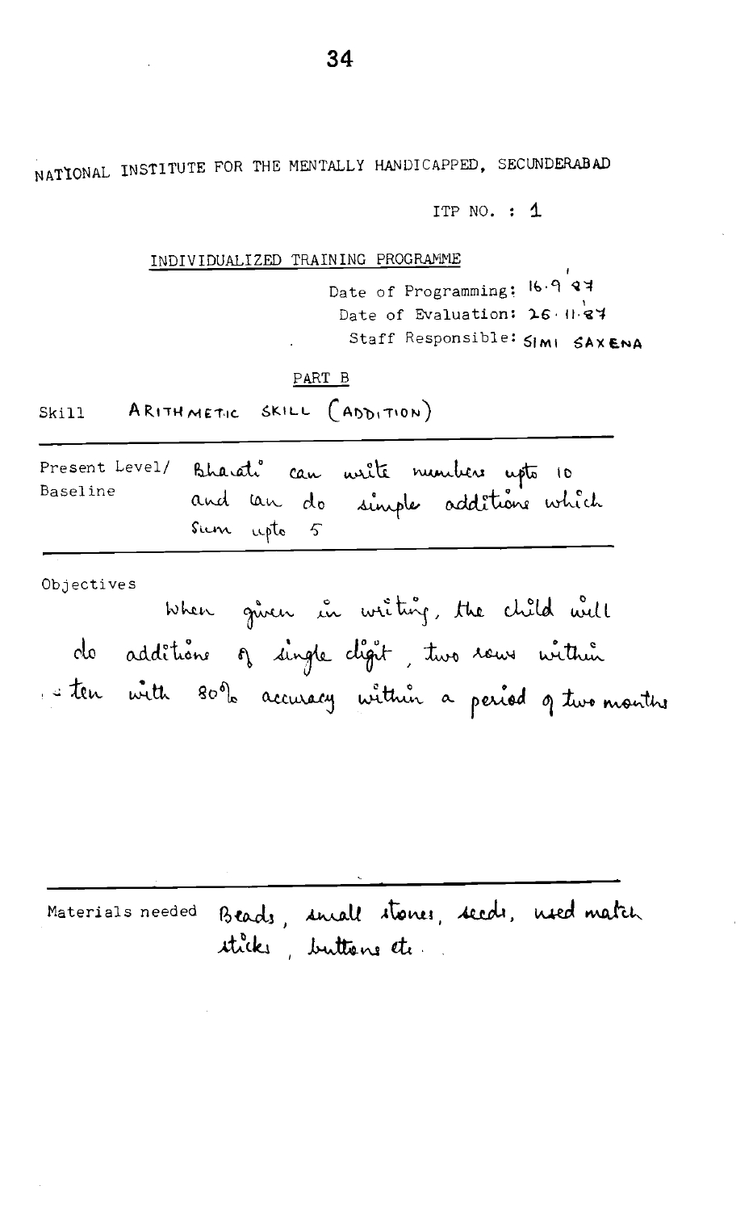NATIONAL INSTITUTE FOR THE MENTALLY HANDICAPPED, SECUNDERABAD

ITP NO. : 1

INDIVIDUALIZED TRAINING PROGRAMME

Date of Programming: 16.9.87

Date of Evaluation: 26.11.87

Staff Responsible: SIMI SAXENA

PART B

Skill: ARITHMETIC SKILL (ADDITION)

Present Level/ Baseline: Bharati can write numbers upto 10 and can do simple additions which sum upto 5

Objectives: When given in writing, the child will do additions of single digit, two rows within ten with 80% accuracy within a period of two months

Materials needed: Beads, small stones, seeds, used match sticks, buttons etc.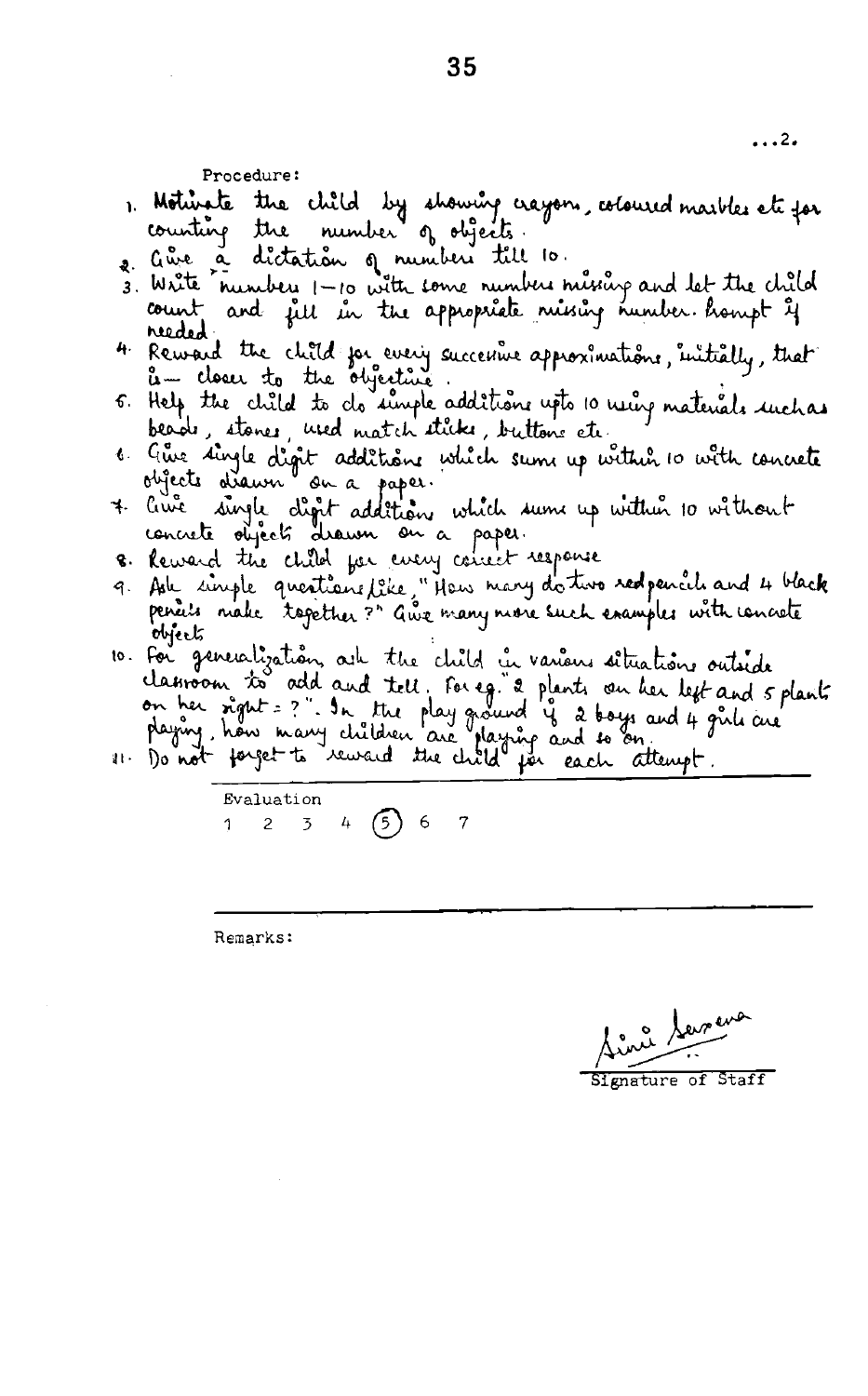...2.

Procedure:

1. Motivate the child by showing crayons, coloured marbles etc for counting the number of objects.
2. Give a dictation of numbers till 10.
3. Write numbers 1–10 with some numbers missing and let the child count and fill in the appropriate missing number. Prompt if needed.
4. Reward the child for every successive approximations, initially, that is – closer to the objective.
5. Help the child to do simple additions upto 10 using materials such as beads, stones, used match sticks, buttons etc.
6. Give single digit additions which sums up within 10 with concrete objects drawn on a paper.
7. Give single digit additions which sums up within 10 without concrete objects drawn on a paper.
8. Reward the child for every correct response
9. Ask simple questions like, "How many do two red pencils and 4 black pencils make together?" Give many more such examples with concrete objects
10. For generalization, ask the child in various situations outside classroom to add and tell. For eg. "2 plants on her left and 5 plants on her right = ?". In the play ground if 2 boys and 4 girls are playing, how many children are playing and so on.
11. Do not forget to reward the child for each attempt.

Evaluation

1 2 3 4 (5) 6 7

Remarks:

Signature of Staff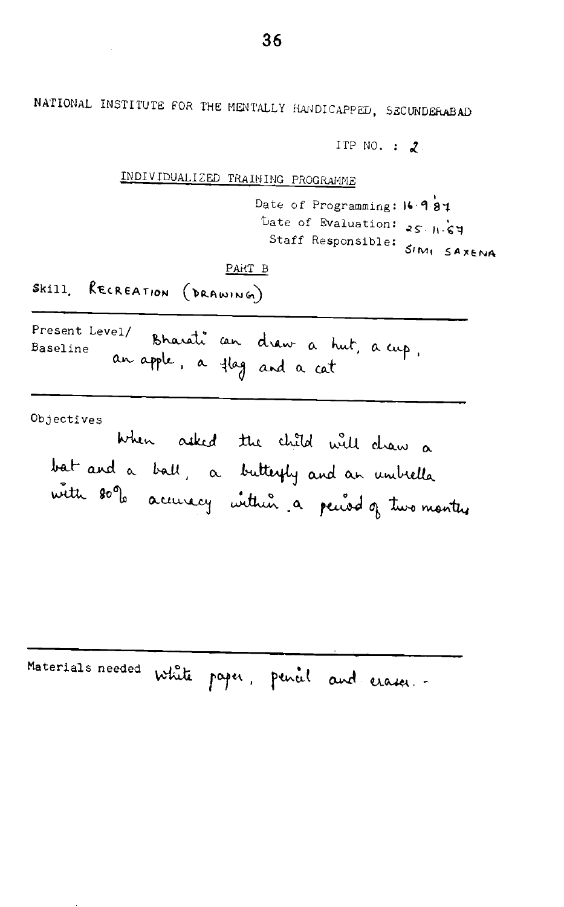NATIONAL INSTITUTE FOR THE MENTALLY HANDICAPPED, SECUNDERABAD

ITP NO. : 2

INDIVIDUALIZED TRAINING PROGRAMME

Date of Programming: 16.9.87
Date of Evaluation: 25.11.87
Staff Responsible: SIMI SAXENA

PART B

Skill. RECREATION (DRAWING)

---

Present Level/ Baseline: Bharati can draw a hut, a cup, an apple, a flag and a cat

---

Objectives

When asked the child will draw a bat and a ball, a butterfly and an umbrella with 80% accuracy within a period of two months

---

Materials needed: White paper, pencil and eraser.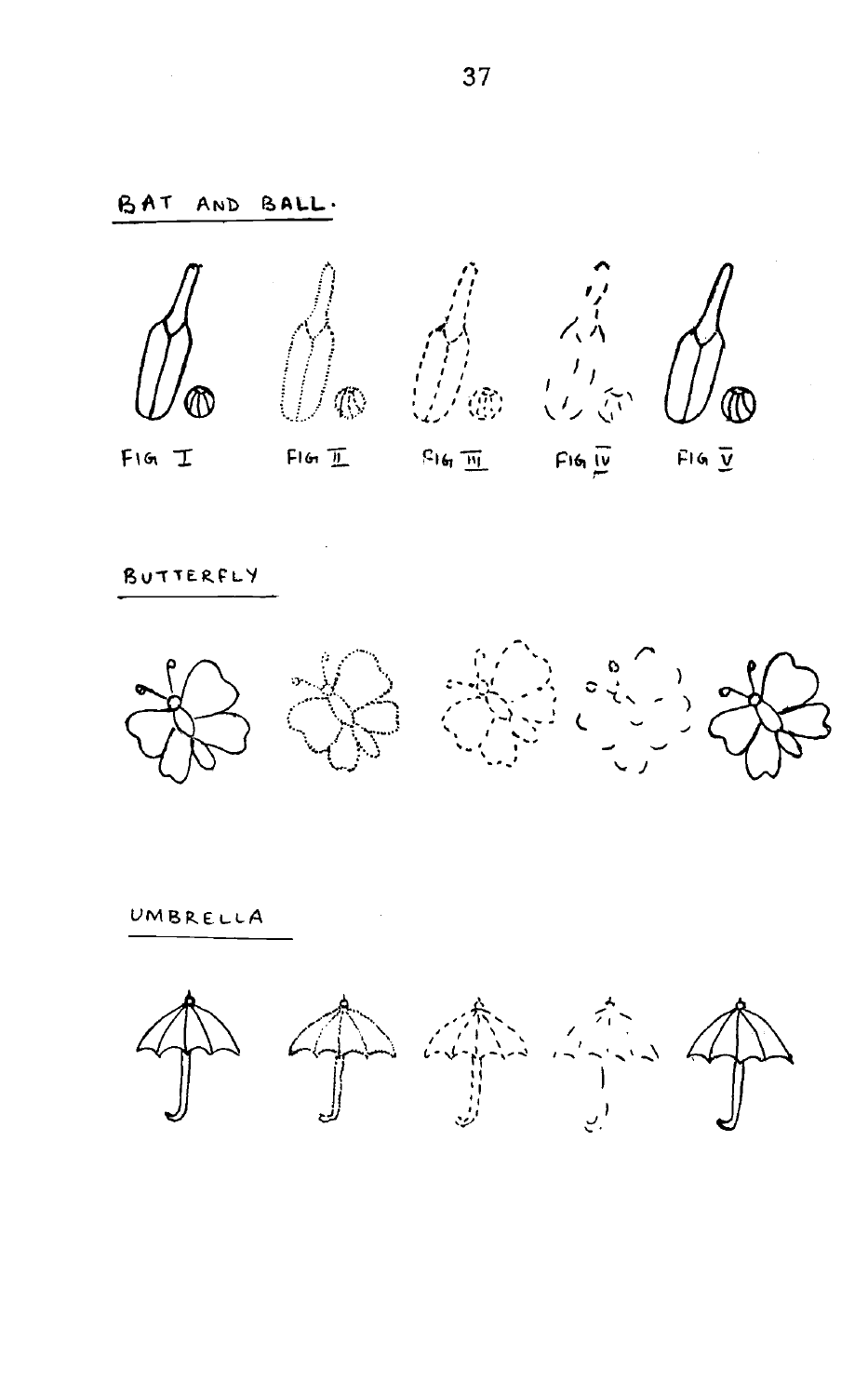## BAT AND BALL.

FIG I FIG II FIG III FIG IV FIG V

## BUTTERFLY

## UMBRELLA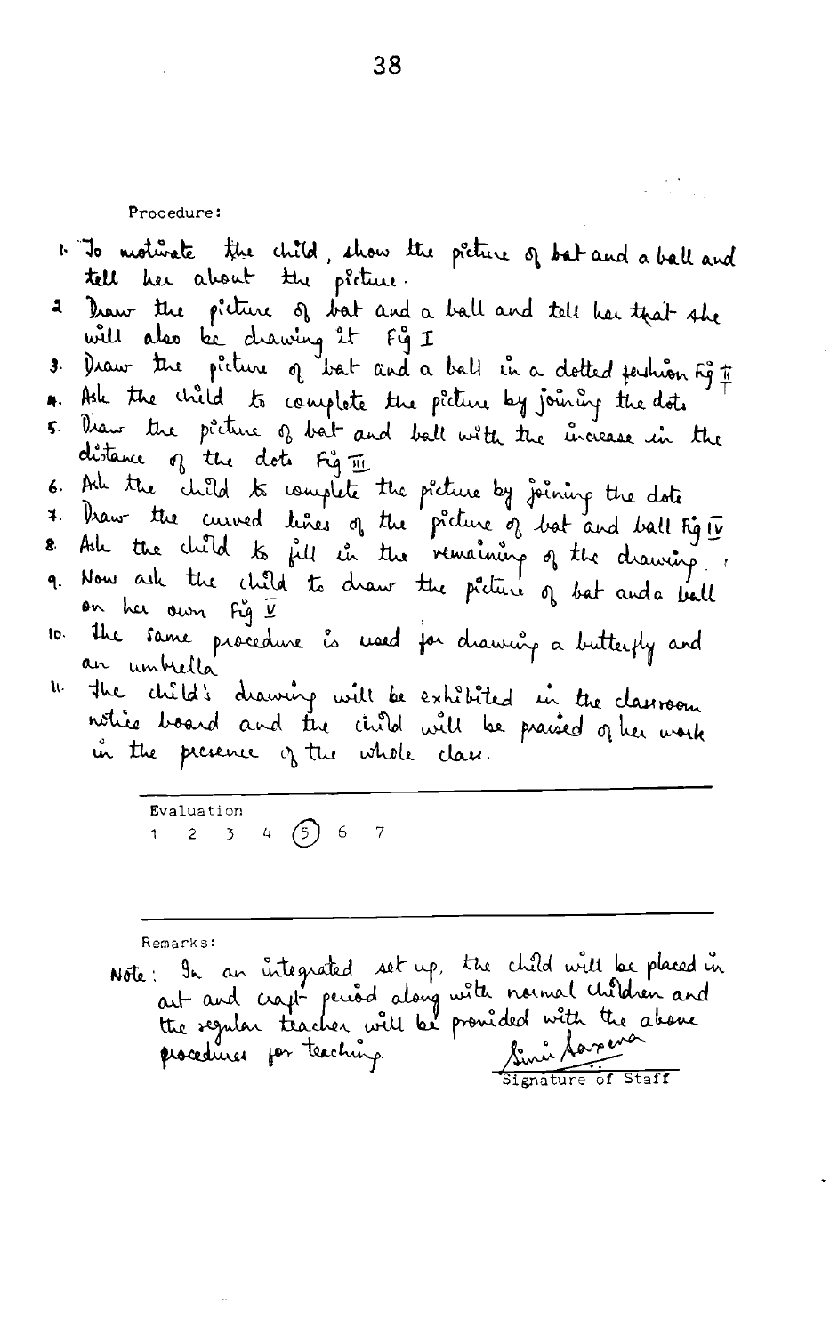Procedure:

1. To motivate the child, show the picture of bat and a ball and tell her about the picture.
2. Draw the picture of bat and a ball and tell her that she will also be drawing it Fig I
3. Draw the picture of bat and a ball in a dotted fashion Fig II
4. Ask the child to complete the picture by joining the dots
5. Draw the picture of bat and ball with the increase in the distance of the dots Fig III
6. Ask the child to complete the picture by joining the dots
7. Draw the curved lines of the picture of bat and ball Fig IV
8. Ask the child to fill in the remaining of the drawing.
9. Now ask the child to draw the picture of bat and a ball on her own Fig V
10. The same procedure is used for drawing a butterfly and an umbrella
11. The child's drawing will be exhibited in the classroom notice board and the child will be praised of her work in the presence of the whole class.

---

Evaluation

1 2 3 4 (5) 6 7

---

Remarks:

Note: In an integrated set up, the child will be placed in art and craft period along with normal children and the regular teacher will be provided with the above procedures for teaching.

Signature of Staff